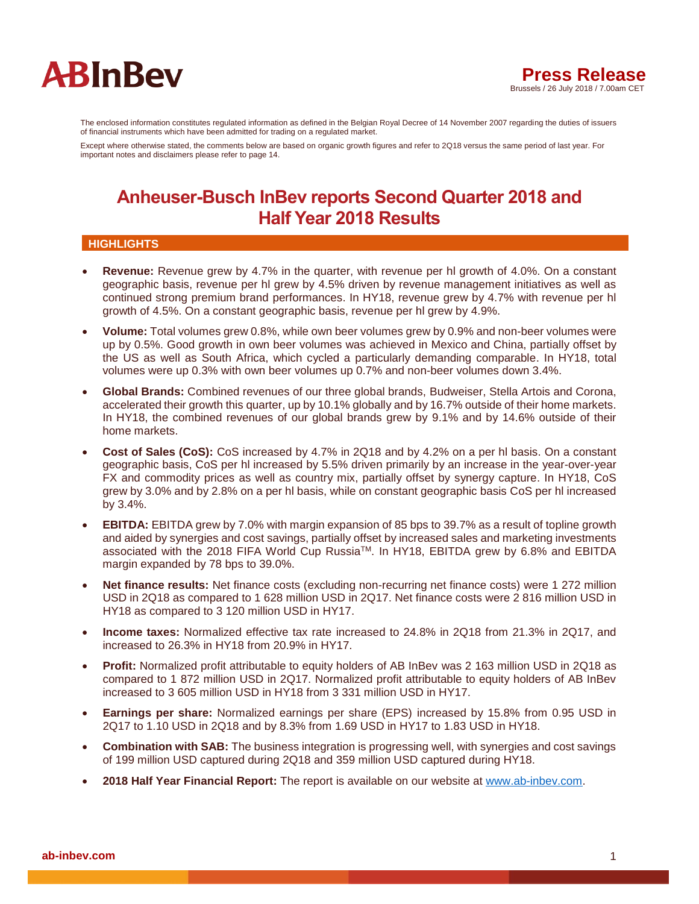# ABInBev

## Press Release

Brussels / 26 July 2018 / 7.00am CET

The enclosed information constitutes regulated information as defined in the Belgian Royal Decree of 14 November 2007 regarding the duties of issuers of financial instruments which have been admitted for trading on a regulated market.

Except where otherwise stated, the comments below are based on organic growth figures and refer to 2Q18 versus the same period of last year. For important notes and disclaimers please refer to page 14.

# Anheuser-Busch InBev reports Second Quarter 2018 and Half Year 2018 Results

## HIGHLIGHTS

- **Revenue:** Revenue grew by 4.7% in the quarter, with revenue per hl growth of 4.0%. On a constant geographic basis, revenue per hl grew by 4.5% driven by revenue management initiatives as well as continued strong premium brand performances. In HY18, revenue grew by 4.7% with revenue per hl growth of 4.5%. On a constant geographic basis, revenue per hl grew by 4.9%.
- **Volume:** Total volumes grew 0.8%, while own beer volumes grew by 0.9% and non-beer volumes were up by 0.5%. Good growth in own beer volumes was achieved in Mexico and China, partially offset by the US as well as South Africa, which cycled a particularly demanding comparable. In HY18, total volumes were up 0.3% with own beer volumes up 0.7% and non-beer volumes down 3.4%.
- **Global Brands:** Combined revenues of our three global brands, Budweiser, Stella Artois and Corona, accelerated their growth this quarter, up by 10.1% globally and by 16.7% outside of their home markets. In HY18, the combined revenues of our global brands grew by 9.1% and by 14.6% outside of their home markets.
- **Cost of Sales (CoS):** CoS increased by 4.7% in 2Q18 and by 4.2% on a per hl basis. On a constant geographic basis, CoS per hl increased by 5.5% driven primarily by an increase in the year-over-year FX and commodity prices as well as country mix, partially offset by synergy capture. In HY18, CoS grew by 3.0% and by 2.8% on a per hl basis, while on constant geographic basis CoS per hl increased by 3.4%.
- **EBITDA:** EBITDA grew by 7.0% with margin expansion of 85 bps to 39.7% as a result of topline growth and aided by synergies and cost savings, partially offset by increased sales and marketing investments associated with the 2018 FIFA World Cup Russia™. In HY18, EBITDA grew by 6.8% and EBITDA margin expanded by 78 bps to 39.0%.
- **Net finance results:** Net finance costs (excluding non-recurring net finance costs) were 1 272 million USD in 2Q18 as compared to 1 628 million USD in 2Q17. Net finance costs were 2 816 million USD in HY18 as compared to 3 120 million USD in HY17.
- **Income taxes:** Normalized effective tax rate increased to 24.8% in 2Q18 from 21.3% in 2Q17, and increased to 26.3% in HY18 from 20.9% in HY17.
- **Profit:** Normalized profit attributable to equity holders of AB InBev was 2 163 million USD in 2Q18 as compared to 1 872 million USD in 2Q17. Normalized profit attributable to equity holders of AB InBev increased to 3 605 million USD in HY18 from 3 331 million USD in HY17.
- **Earnings per share:** Normalized earnings per share (EPS) increased by 15.8% from 0.95 USD in 2Q17 to 1.10 USD in 2Q18 and by 8.3% from 1.69 USD in HY17 to 1.83 USD in HY18.
- **Combination with SAB:** The business integration is progressing well, with synergies and cost savings of 199 million USD captured during 2Q18 and 359 million USD captured during HY18.
- **2018 Half Year Financial Report:** The report is available on our website at www.ab-inbev.com.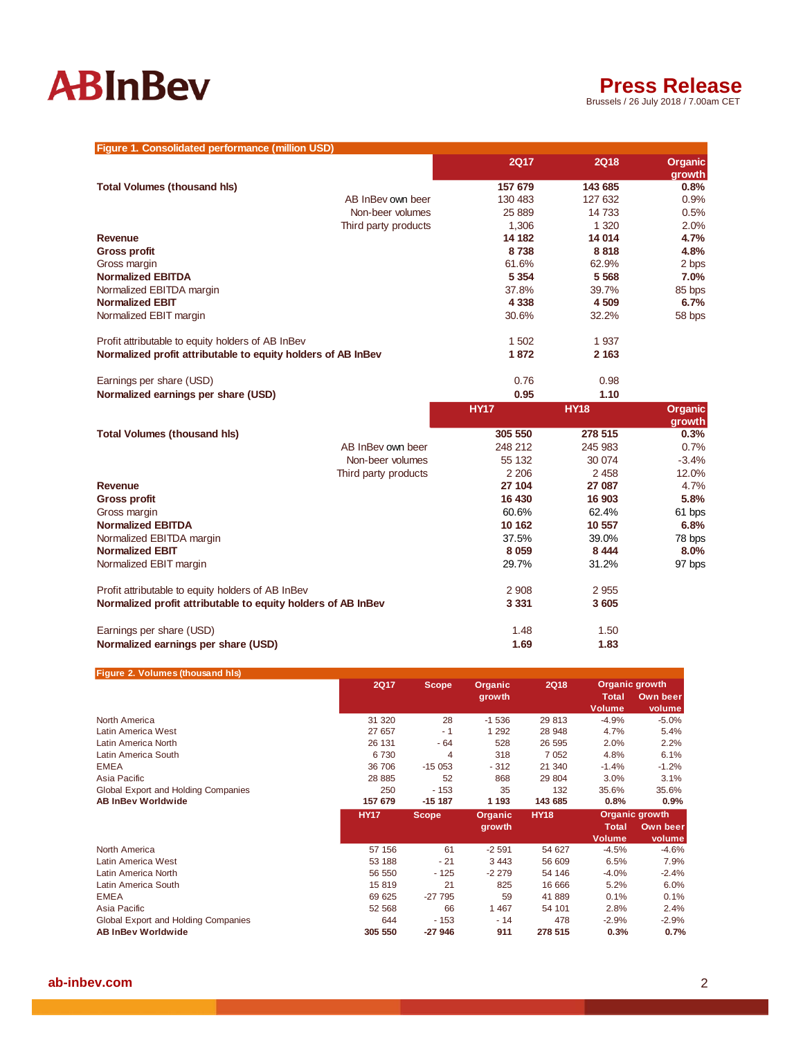**Figure 1. Consolidated performance (million USD)**

| | 2Q17 | 2Q18 | Organic growth |
|---|---|---|---|
| **Total Volumes (thousand hls)** | **157 679** | **143 685** | **0.8%** |
| AB InBev own beer | 130 483 | 127 632 | 0.9% |
| Non-beer volumes | 25 889 | 14 733 | 0.5% |
| Third party products | 1,306 | 1 320 | 2.0% |
| **Revenue** | **14 182** | **14 014** | **4.7%** |
| **Gross profit** | **8 738** | **8 818** | **4.8%** |
| Gross margin | 61.6% | 62.9% | 2 bps |
| **Normalized EBITDA** | **5 354** | **5 568** | **7.0%** |
| Normalized EBITDA margin | 37.8% | 39.7% | 85 bps |
| **Normalized EBIT** | **4 338** | **4 509** | **6.7%** |
| Normalized EBIT margin | 30.6% | 32.2% | 58 bps |
| | | | |
| Profit attributable to equity holders of AB InBev | 1 502 | 1 937 | |
| **Normalized profit attributable to equity holders of AB InBev** | **1 872** | **2 163** | |
| | | | |
| Earnings per share (USD) | 0.76 | 0.98 | |
| **Normalized earnings per share (USD)** | **0.95** | **1.10** | |

| | HY17 | HY18 | Organic growth |
|---|---|---|---|
| **Total Volumes (thousand hls)** | **305 550** | **278 515** | **0.3%** |
| AB InBev own beer | 248 212 | 245 983 | 0.7% |
| Non-beer volumes | 55 132 | 30 074 | -3.4% |
| Third party products | 2 206 | 2 458 | 12.0% |
| **Revenue** | **27 104** | **27 087** | 4.7% |
| **Gross profit** | **16 430** | **16 903** | **5.8%** |
| Gross margin | 60.6% | 62.4% | 61 bps |
| **Normalized EBITDA** | **10 162** | **10 557** | **6.8%** |
| Normalized EBITDA margin | 37.5% | 39.0% | 78 bps |
| **Normalized EBIT** | **8 059** | **8 444** | **8.0%** |
| Normalized EBIT margin | 29.7% | 31.2% | 97 bps |
| | | | |
| Profit attributable to equity holders of AB InBev | 2 908 | 2 955 | |
| **Normalized profit attributable to equity holders of AB InBev** | **3 331** | **3 605** | |
| | | | |
| Earnings per share (USD) | 1.48 | 1.50 | |
| **Normalized earnings per share (USD)** | **1.69** | **1.83** | |

**Figure 2. Volumes (thousand hls)**

| | 2Q17 | Scope | Organic growth | 2Q18 | Organic growth | |
|---|---|---|---|---|---|---|
| | | | | | Total Volume | Own beer volume |
| North America | 31 320 | 28 | -1 536 | 29 813 | -4.9% | -5.0% |
| Latin America West | 27 657 | - 1 | 1 292 | 28 948 | 4.7% | 5.4% |
| Latin America North | 26 131 | - 64 | 528 | 26 595 | 2.0% | 2.2% |
| Latin America South | 6 730 | 4 | 318 | 7 052 | 4.8% | 6.1% |
| EMEA | 36 706 | -15 053 | - 312 | 21 340 | -1.4% | -1.2% |
| Asia Pacific | 28 885 | 52 | 868 | 29 804 | 3.0% | 3.1% |
| Global Export and Holding Companies | 250 | - 153 | 35 | 132 | 35.6% | 35.6% |
| **AB InBev Worldwide** | **157 679** | **-15 187** | **1 193** | **143 685** | **0.8%** | **0.9%** |

| | HY17 | Scope | Organic growth | HY18 | Organic growth | |
|---|---|---|---|---|---|---|
| | | | | | Total Volume | Own beer volume |
| North America | 57 156 | 61 | -2 591 | 54 627 | -4.5% | -4.6% |
| Latin America West | 53 188 | - 21 | 3 443 | 56 609 | 6.5% | 7.9% |
| Latin America North | 56 550 | - 125 | -2 279 | 54 146 | -4.0% | -2.4% |
| Latin America South | 15 819 | 21 | 825 | 16 666 | 5.2% | 6.0% |
| EMEA | 69 625 | -27 795 | 59 | 41 889 | 0.1% | 0.1% |
| Asia Pacific | 52 568 | 66 | 1 467 | 54 101 | 2.8% | 2.4% |
| Global Export and Holding Companies | 644 | - 153 | - 14 | 478 | -2.9% | -2.9% |
| **AB InBev Worldwide** | **305 550** | **-27 946** | **911** | **278 515** | **0.3%** | **0.7%** |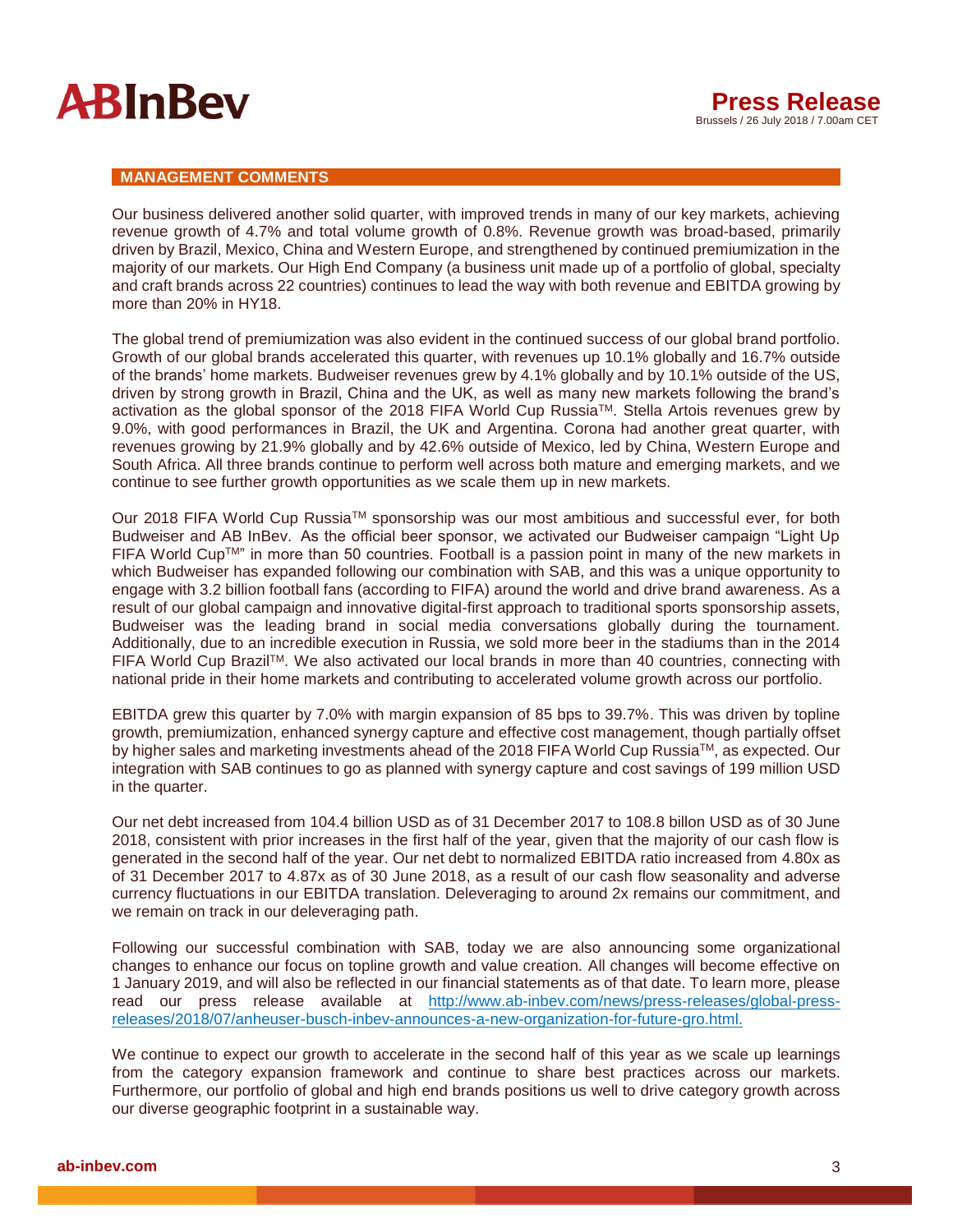## MANAGEMENT COMMENTS

Our business delivered another solid quarter, with improved trends in many of our key markets, achieving revenue growth of 4.7% and total volume growth of 0.8%. Revenue growth was broad-based, primarily driven by Brazil, Mexico, China and Western Europe, and strengthened by continued premiumization in the majority of our markets. Our High End Company (a business unit made up of a portfolio of global, specialty and craft brands across 22 countries) continues to lead the way with both revenue and EBITDA growing by more than 20% in HY18.

The global trend of premiumization was also evident in the continued success of our global brand portfolio. Growth of our global brands accelerated this quarter, with revenues up 10.1% globally and 16.7% outside of the brands' home markets. Budweiser revenues grew by 4.1% globally and by 10.1% outside of the US, driven by strong growth in Brazil, China and the UK, as well as many new markets following the brand's activation as the global sponsor of the 2018 FIFA World Cup Russia™. Stella Artois revenues grew by 9.0%, with good performances in Brazil, the UK and Argentina. Corona had another great quarter, with revenues growing by 21.9% globally and by 42.6% outside of Mexico, led by China, Western Europe and South Africa. All three brands continue to perform well across both mature and emerging markets, and we continue to see further growth opportunities as we scale them up in new markets.

Our 2018 FIFA World Cup Russia™ sponsorship was our most ambitious and successful ever, for both Budweiser and AB InBev. As the official beer sponsor, we activated our Budweiser campaign "Light Up FIFA World Cup™" in more than 50 countries. Football is a passion point in many of the new markets in which Budweiser has expanded following our combination with SAB, and this was a unique opportunity to engage with 3.2 billion football fans (according to FIFA) around the world and drive brand awareness. As a result of our global campaign and innovative digital-first approach to traditional sports sponsorship assets, Budweiser was the leading brand in social media conversations globally during the tournament. Additionally, due to an incredible execution in Russia, we sold more beer in the stadiums than in the 2014 FIFA World Cup Brazil™. We also activated our local brands in more than 40 countries, connecting with national pride in their home markets and contributing to accelerated volume growth across our portfolio.

EBITDA grew this quarter by 7.0% with margin expansion of 85 bps to 39.7%. This was driven by topline growth, premiumization, enhanced synergy capture and effective cost management, though partially offset by higher sales and marketing investments ahead of the 2018 FIFA World Cup Russia™, as expected. Our integration with SAB continues to go as planned with synergy capture and cost savings of 199 million USD in the quarter.

Our net debt increased from 104.4 billion USD as of 31 December 2017 to 108.8 billon USD as of 30 June 2018, consistent with prior increases in the first half of the year, given that the majority of our cash flow is generated in the second half of the year. Our net debt to normalized EBITDA ratio increased from 4.80x as of 31 December 2017 to 4.87x as of 30 June 2018, as a result of our cash flow seasonality and adverse currency fluctuations in our EBITDA translation. Deleveraging to around 2x remains our commitment, and we remain on track in our deleveraging path.

Following our successful combination with SAB, today we are also announcing some organizational changes to enhance our focus on topline growth and value creation. All changes will become effective on 1 January 2019, and will also be reflected in our financial statements as of that date. To learn more, please read our press release available at http://www.ab-inbev.com/news/press-releases/global-press-releases/2018/07/anheuser-busch-inbev-announces-a-new-organization-for-future-gro.html.

We continue to expect our growth to accelerate in the second half of this year as we scale up learnings from the category expansion framework and continue to share best practices across our markets. Furthermore, our portfolio of global and high end brands positions us well to drive category growth across our diverse geographic footprint in a sustainable way.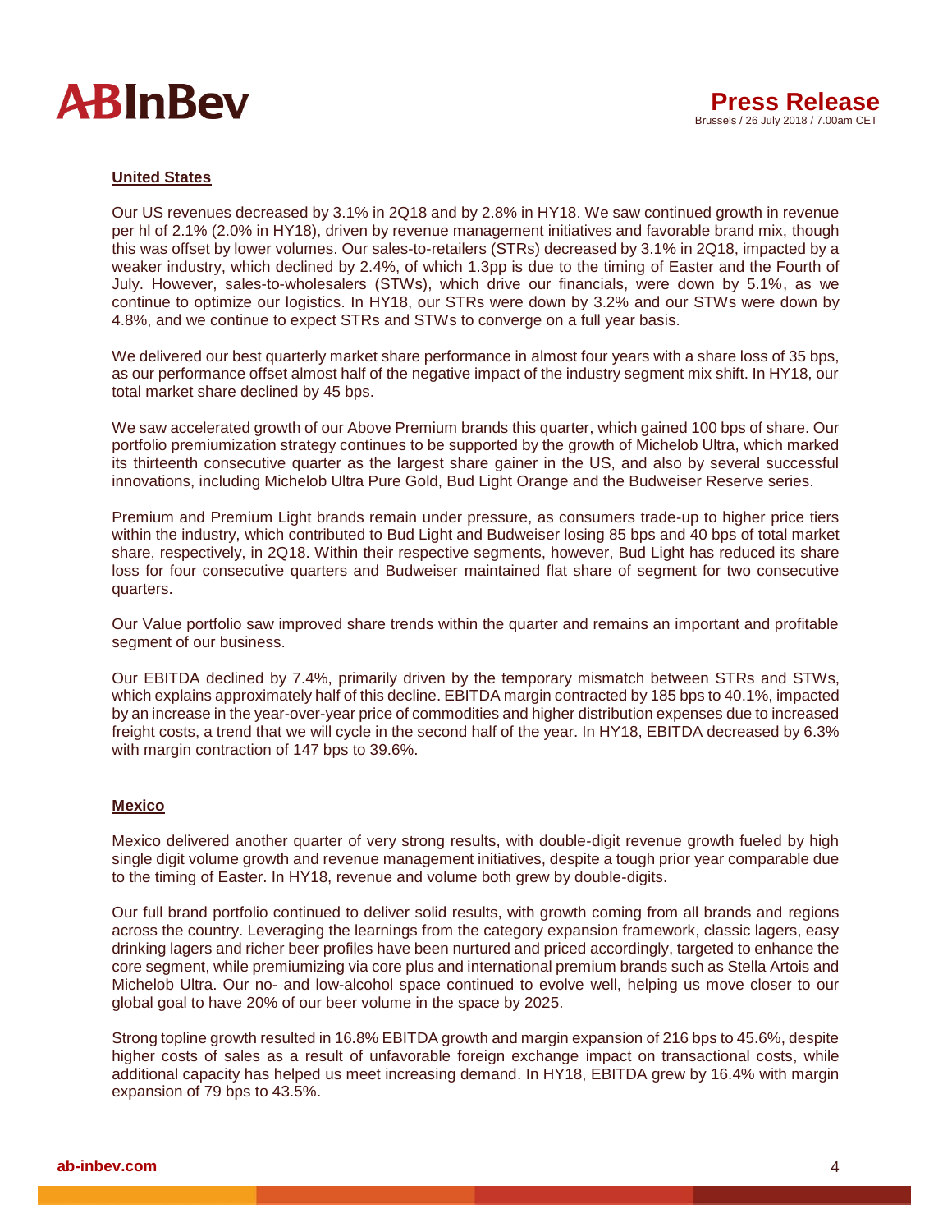## United States

Our US revenues decreased by 3.1% in 2Q18 and by 2.8% in HY18. We saw continued growth in revenue per hl of 2.1% (2.0% in HY18), driven by revenue management initiatives and favorable brand mix, though this was offset by lower volumes. Our sales-to-retailers (STRs) decreased by 3.1% in 2Q18, impacted by a weaker industry, which declined by 2.4%, of which 1.3pp is due to the timing of Easter and the Fourth of July. However, sales-to-wholesalers (STWs), which drive our financials, were down by 5.1%, as we continue to optimize our logistics. In HY18, our STRs were down by 3.2% and our STWs were down by 4.8%, and we continue to expect STRs and STWs to converge on a full year basis.

We delivered our best quarterly market share performance in almost four years with a share loss of 35 bps, as our performance offset almost half of the negative impact of the industry segment mix shift. In HY18, our total market share declined by 45 bps.

We saw accelerated growth of our Above Premium brands this quarter, which gained 100 bps of share. Our portfolio premiumization strategy continues to be supported by the growth of Michelob Ultra, which marked its thirteenth consecutive quarter as the largest share gainer in the US, and also by several successful innovations, including Michelob Ultra Pure Gold, Bud Light Orange and the Budweiser Reserve series.

Premium and Premium Light brands remain under pressure, as consumers trade-up to higher price tiers within the industry, which contributed to Bud Light and Budweiser losing 85 bps and 40 bps of total market share, respectively, in 2Q18. Within their respective segments, however, Bud Light has reduced its share loss for four consecutive quarters and Budweiser maintained flat share of segment for two consecutive quarters.

Our Value portfolio saw improved share trends within the quarter and remains an important and profitable segment of our business.

Our EBITDA declined by 7.4%, primarily driven by the temporary mismatch between STRs and STWs, which explains approximately half of this decline. EBITDA margin contracted by 185 bps to 40.1%, impacted by an increase in the year-over-year price of commodities and higher distribution expenses due to increased freight costs, a trend that we will cycle in the second half of the year. In HY18, EBITDA decreased by 6.3% with margin contraction of 147 bps to 39.6%.

## Mexico

Mexico delivered another quarter of very strong results, with double-digit revenue growth fueled by high single digit volume growth and revenue management initiatives, despite a tough prior year comparable due to the timing of Easter. In HY18, revenue and volume both grew by double-digits.

Our full brand portfolio continued to deliver solid results, with growth coming from all brands and regions across the country. Leveraging the learnings from the category expansion framework, classic lagers, easy drinking lagers and richer beer profiles have been nurtured and priced accordingly, targeted to enhance the core segment, while premiumizing via core plus and international premium brands such as Stella Artois and Michelob Ultra. Our no- and low-alcohol space continued to evolve well, helping us move closer to our global goal to have 20% of our beer volume in the space by 2025.

Strong topline growth resulted in 16.8% EBITDA growth and margin expansion of 216 bps to 45.6%, despite higher costs of sales as a result of unfavorable foreign exchange impact on transactional costs, while additional capacity has helped us meet increasing demand. In HY18, EBITDA grew by 16.4% with margin expansion of 79 bps to 43.5%.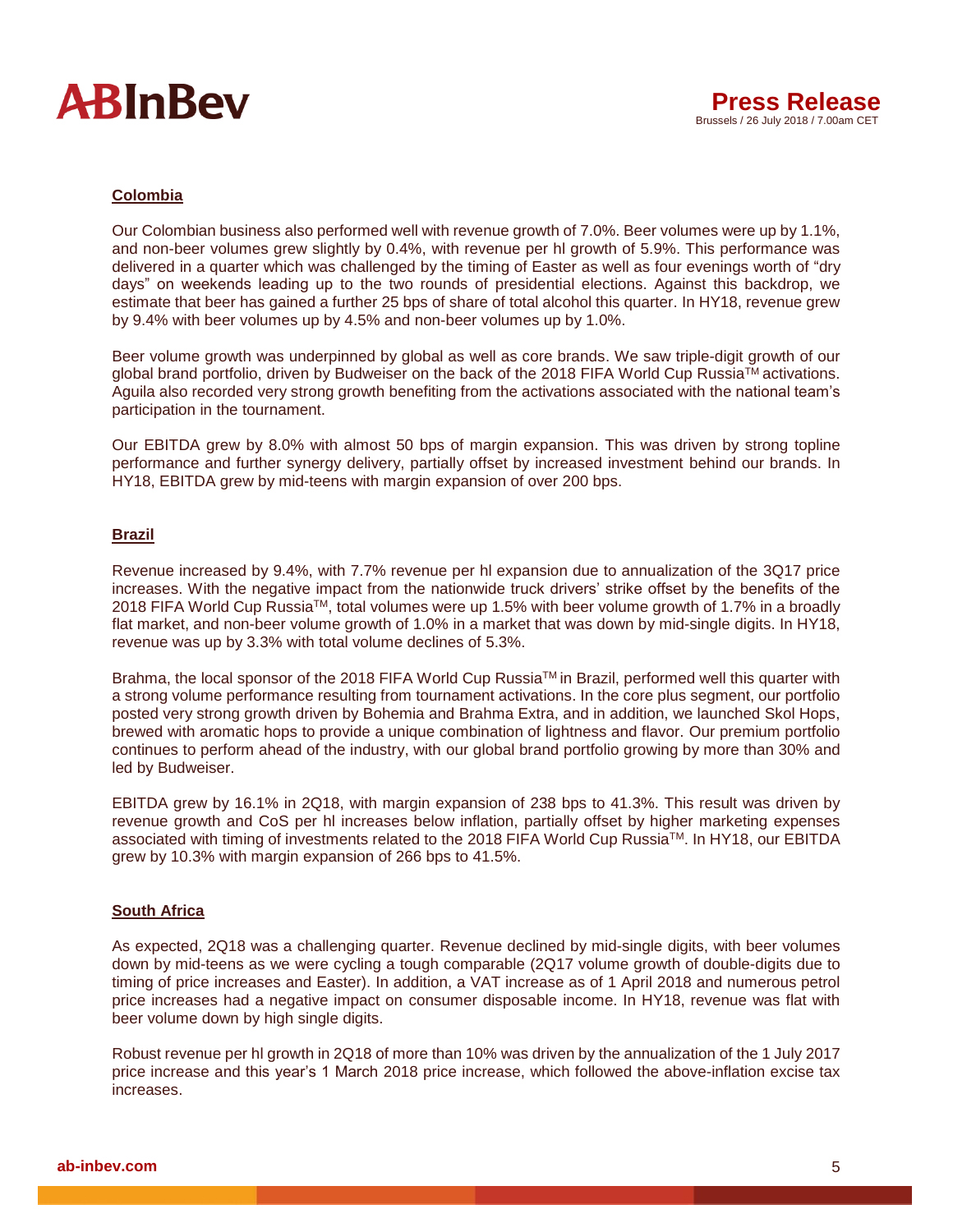## Colombia

Our Colombian business also performed well with revenue growth of 7.0%. Beer volumes were up by 1.1%, and non-beer volumes grew slightly by 0.4%, with revenue per hl growth of 5.9%. This performance was delivered in a quarter which was challenged by the timing of Easter as well as four evenings worth of "dry days" on weekends leading up to the two rounds of presidential elections. Against this backdrop, we estimate that beer has gained a further 25 bps of share of total alcohol this quarter. In HY18, revenue grew by 9.4% with beer volumes up by 4.5% and non-beer volumes up by 1.0%.

Beer volume growth was underpinned by global as well as core brands. We saw triple-digit growth of our global brand portfolio, driven by Budweiser on the back of the 2018 FIFA World Cup Russia™ activations. Aguila also recorded very strong growth benefiting from the activations associated with the national team's participation in the tournament.

Our EBITDA grew by 8.0% with almost 50 bps of margin expansion. This was driven by strong topline performance and further synergy delivery, partially offset by increased investment behind our brands. In HY18, EBITDA grew by mid-teens with margin expansion of over 200 bps.

## Brazil

Revenue increased by 9.4%, with 7.7% revenue per hl expansion due to annualization of the 3Q17 price increases. With the negative impact from the nationwide truck drivers' strike offset by the benefits of the 2018 FIFA World Cup Russia™, total volumes were up 1.5% with beer volume growth of 1.7% in a broadly flat market, and non-beer volume growth of 1.0% in a market that was down by mid-single digits. In HY18, revenue was up by 3.3% with total volume declines of 5.3%.

Brahma, the local sponsor of the 2018 FIFA World Cup Russia™ in Brazil, performed well this quarter with a strong volume performance resulting from tournament activations. In the core plus segment, our portfolio posted very strong growth driven by Bohemia and Brahma Extra, and in addition, we launched Skol Hops, brewed with aromatic hops to provide a unique combination of lightness and flavor. Our premium portfolio continues to perform ahead of the industry, with our global brand portfolio growing by more than 30% and led by Budweiser.

EBITDA grew by 16.1% in 2Q18, with margin expansion of 238 bps to 41.3%. This result was driven by revenue growth and CoS per hl increases below inflation, partially offset by higher marketing expenses associated with timing of investments related to the 2018 FIFA World Cup Russia™. In HY18, our EBITDA grew by 10.3% with margin expansion of 266 bps to 41.5%.

## South Africa

As expected, 2Q18 was a challenging quarter. Revenue declined by mid-single digits, with beer volumes down by mid-teens as we were cycling a tough comparable (2Q17 volume growth of double-digits due to timing of price increases and Easter). In addition, a VAT increase as of 1 April 2018 and numerous petrol price increases had a negative impact on consumer disposable income. In HY18, revenue was flat with beer volume down by high single digits.

Robust revenue per hl growth in 2Q18 of more than 10% was driven by the annualization of the 1 July 2017 price increase and this year's 1 March 2018 price increase, which followed the above-inflation excise tax increases.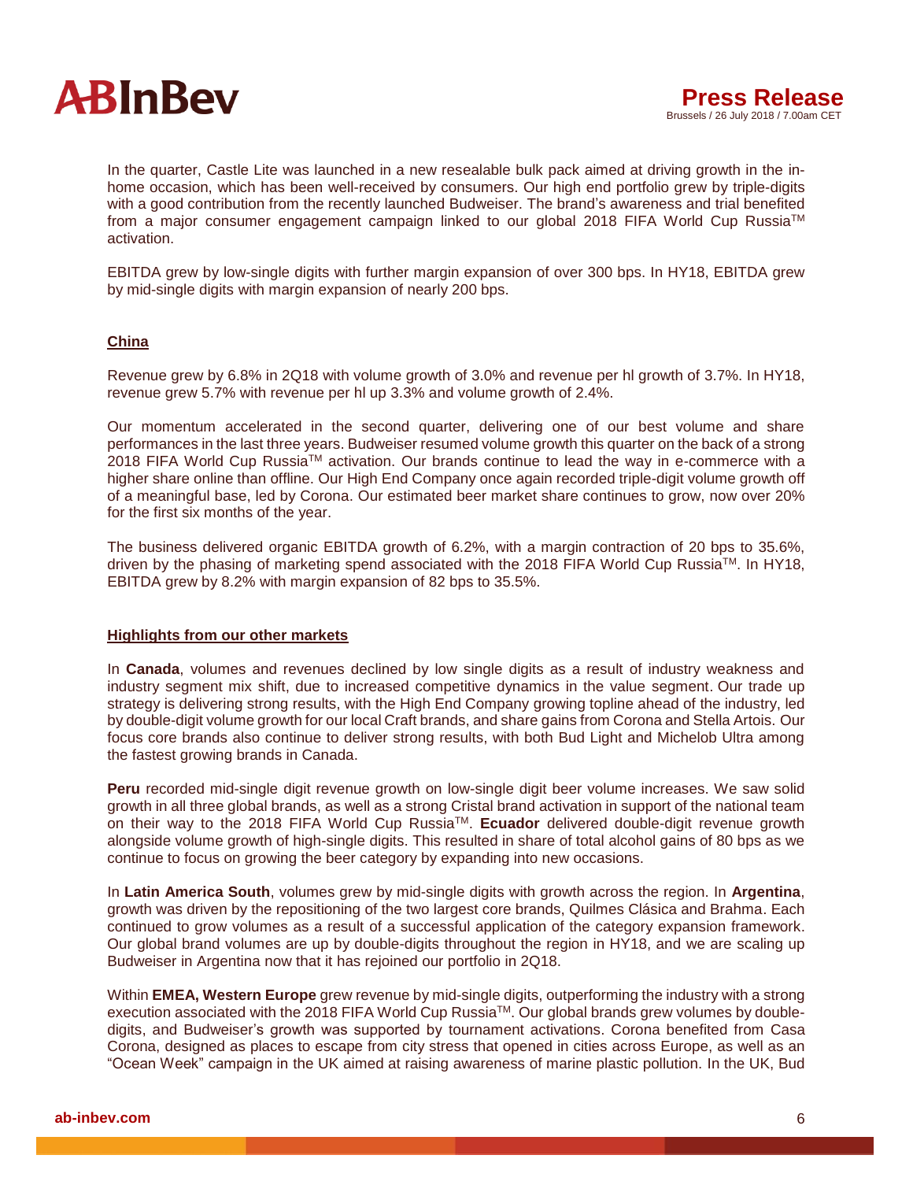In the quarter, Castle Lite was launched in a new resealable bulk pack aimed at driving growth in the in-home occasion, which has been well-received by consumers. Our high end portfolio grew by triple-digits with a good contribution from the recently launched Budweiser. The brand's awareness and trial benefited from a major consumer engagement campaign linked to our global 2018 FIFA World Cup Russia™ activation.

EBITDA grew by low-single digits with further margin expansion of over 300 bps. In HY18, EBITDA grew by mid-single digits with margin expansion of nearly 200 bps.

## China

Revenue grew by 6.8% in 2Q18 with volume growth of 3.0% and revenue per hl growth of 3.7%. In HY18, revenue grew 5.7% with revenue per hl up 3.3% and volume growth of 2.4%.

Our momentum accelerated in the second quarter, delivering one of our best volume and share performances in the last three years. Budweiser resumed volume growth this quarter on the back of a strong 2018 FIFA World Cup Russia™ activation. Our brands continue to lead the way in e-commerce with a higher share online than offline. Our High End Company once again recorded triple-digit volume growth off of a meaningful base, led by Corona. Our estimated beer market share continues to grow, now over 20% for the first six months of the year.

The business delivered organic EBITDA growth of 6.2%, with a margin contraction of 20 bps to 35.6%, driven by the phasing of marketing spend associated with the 2018 FIFA World Cup Russia™. In HY18, EBITDA grew by 8.2% with margin expansion of 82 bps to 35.5%.

## Highlights from our other markets

In **Canada**, volumes and revenues declined by low single digits as a result of industry weakness and industry segment mix shift, due to increased competitive dynamics in the value segment. Our trade up strategy is delivering strong results, with the High End Company growing topline ahead of the industry, led by double-digit volume growth for our local Craft brands, and share gains from Corona and Stella Artois. Our focus core brands also continue to deliver strong results, with both Bud Light and Michelob Ultra among the fastest growing brands in Canada.

**Peru** recorded mid-single digit revenue growth on low-single digit beer volume increases. We saw solid growth in all three global brands, as well as a strong Cristal brand activation in support of the national team on their way to the 2018 FIFA World Cup Russia™. **Ecuador** delivered double-digit revenue growth alongside volume growth of high-single digits. This resulted in share of total alcohol gains of 80 bps as we continue to focus on growing the beer category by expanding into new occasions.

In **Latin America South**, volumes grew by mid-single digits with growth across the region. In **Argentina**, growth was driven by the repositioning of the two largest core brands, Quilmes Clásica and Brahma. Each continued to grow volumes as a result of a successful application of the category expansion framework. Our global brand volumes are up by double-digits throughout the region in HY18, and we are scaling up Budweiser in Argentina now that it has rejoined our portfolio in 2Q18.

Within **EMEA, Western Europe** grew revenue by mid-single digits, outperforming the industry with a strong execution associated with the 2018 FIFA World Cup Russia™. Our global brands grew volumes by double-digits, and Budweiser's growth was supported by tournament activations. Corona benefited from Casa Corona, designed as places to escape from city stress that opened in cities across Europe, as well as an "Ocean Week" campaign in the UK aimed at raising awareness of marine plastic pollution. In the UK, Bud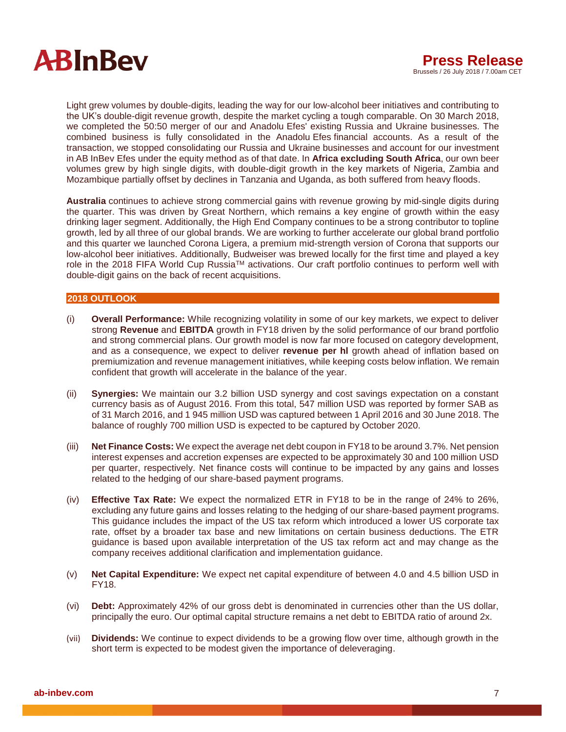Light grew volumes by double-digits, leading the way for our low-alcohol beer initiatives and contributing to the UK's double-digit revenue growth, despite the market cycling a tough comparable. On 30 March 2018, we completed the 50:50 merger of our and Anadolu Efes' existing Russia and Ukraine businesses. The combined business is fully consolidated in the Anadolu Efes financial accounts. As a result of the transaction, we stopped consolidating our Russia and Ukraine businesses and account for our investment in AB InBev Efes under the equity method as of that date. In **Africa excluding South Africa**, our own beer volumes grew by high single digits, with double-digit growth in the key markets of Nigeria, Zambia and Mozambique partially offset by declines in Tanzania and Uganda, as both suffered from heavy floods.

**Australia** continues to achieve strong commercial gains with revenue growing by mid-single digits during the quarter. This was driven by Great Northern, which remains a key engine of growth within the easy drinking lager segment. Additionally, the High End Company continues to be a strong contributor to topline growth, led by all three of our global brands. We are working to further accelerate our global brand portfolio and this quarter we launched Corona Ligera, a premium mid-strength version of Corona that supports our low-alcohol beer initiatives. Additionally, Budweiser was brewed locally for the first time and played a key role in the 2018 FIFA World Cup Russia™ activations. Our craft portfolio continues to perform well with double-digit gains on the back of recent acquisitions.

## 2018 OUTLOOK

(i) **Overall Performance:** While recognizing volatility in some of our key markets, we expect to deliver strong **Revenue** and **EBITDA** growth in FY18 driven by the solid performance of our brand portfolio and strong commercial plans. Our growth model is now far more focused on category development, and as a consequence, we expect to deliver **revenue per hl** growth ahead of inflation based on premiumization and revenue management initiatives, while keeping costs below inflation. We remain confident that growth will accelerate in the balance of the year.

(ii) **Synergies:** We maintain our 3.2 billion USD synergy and cost savings expectation on a constant currency basis as of August 2016. From this total, 547 million USD was reported by former SAB as of 31 March 2016, and 1 945 million USD was captured between 1 April 2016 and 30 June 2018. The balance of roughly 700 million USD is expected to be captured by October 2020.

(iii) **Net Finance Costs:** We expect the average net debt coupon in FY18 to be around 3.7%. Net pension interest expenses and accretion expenses are expected to be approximately 30 and 100 million USD per quarter, respectively. Net finance costs will continue to be impacted by any gains and losses related to the hedging of our share-based payment programs.

(iv) **Effective Tax Rate:** We expect the normalized ETR in FY18 to be in the range of 24% to 26%, excluding any future gains and losses relating to the hedging of our share-based payment programs. This guidance includes the impact of the US tax reform which introduced a lower US corporate tax rate, offset by a broader tax base and new limitations on certain business deductions. The ETR guidance is based upon available interpretation of the US tax reform act and may change as the company receives additional clarification and implementation guidance.

(v) **Net Capital Expenditure:** We expect net capital expenditure of between 4.0 and 4.5 billion USD in FY18.

(vi) **Debt:** Approximately 42% of our gross debt is denominated in currencies other than the US dollar, principally the euro. Our optimal capital structure remains a net debt to EBITDA ratio of around 2x.

(vii) **Dividends:** We continue to expect dividends to be a growing flow over time, although growth in the short term is expected to be modest given the importance of deleveraging.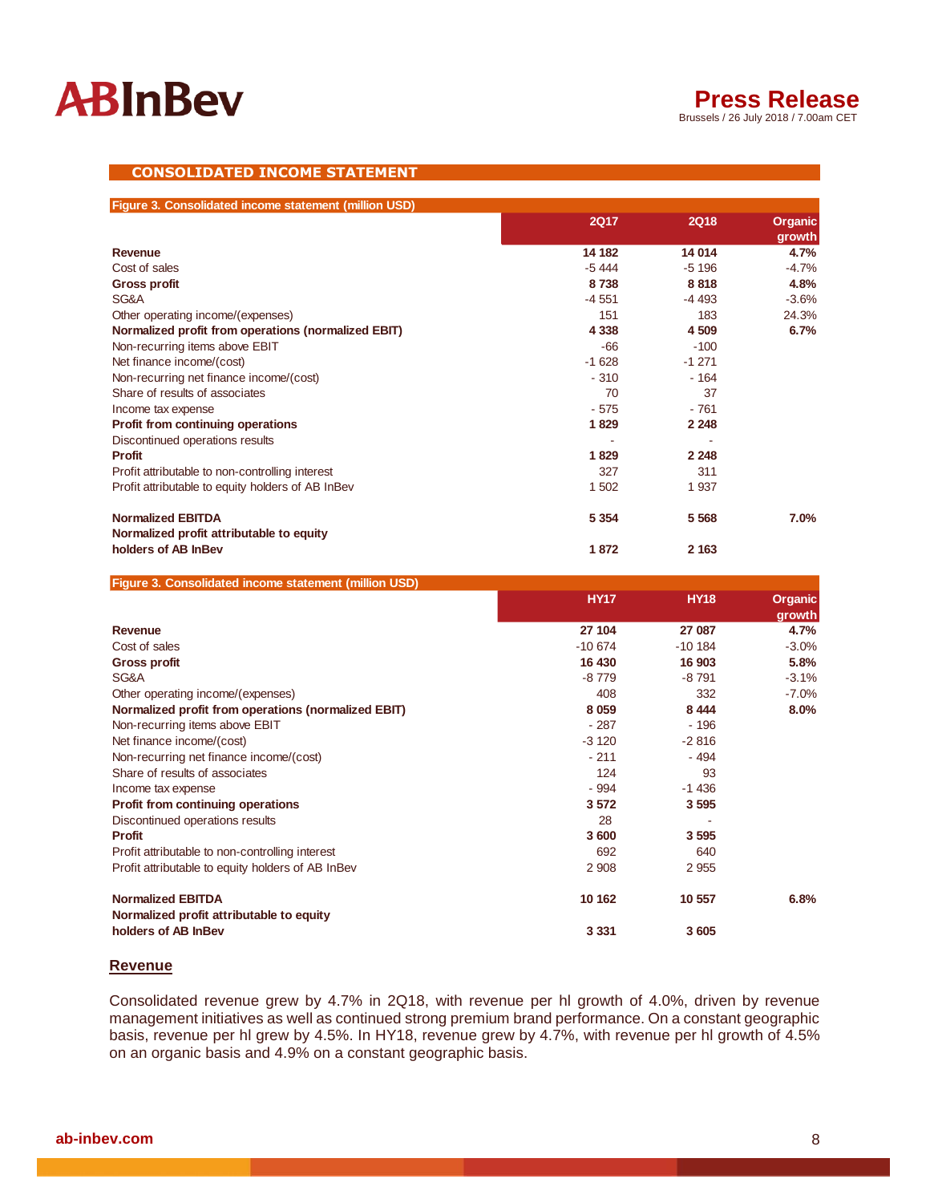## CONSOLIDATED INCOME STATEMENT

**Figure 3. Consolidated income statement (million USD)**

| | 2Q17 | 2Q18 | Organic growth |
|---|---|---|---|
| **Revenue** | **14 182** | **14 014** | **4.7%** |
| Cost of sales | -5 444 | -5 196 | -4.7% |
| **Gross profit** | **8 738** | **8 818** | **4.8%** |
| SG&A | -4 551 | -4 493 | -3.6% |
| Other operating income/(expenses) | 151 | 183 | 24.3% |
| **Normalized profit from operations (normalized EBIT)** | **4 338** | **4 509** | **6.7%** |
| Non-recurring items above EBIT | -66 | -100 | |
| Net finance income/(cost) | -1 628 | -1 271 | |
| Non-recurring net finance income/(cost) | - 310 | - 164 | |
| Share of results of associates | 70 | 37 | |
| Income tax expense | - 575 | - 761 | |
| **Profit from continuing operations** | **1 829** | **2 248** | |
| Discontinued operations results | - | - | |
| **Profit** | **1 829** | **2 248** | |
| Profit attributable to non-controlling interest | 327 | 311 | |
| Profit attributable to equity holders of AB InBev | 1 502 | 1 937 | |
| | | | |
| **Normalized EBITDA** | **5 354** | **5 568** | **7.0%** |
| **Normalized profit attributable to equity holders of AB InBev** | **1 872** | **2 163** | |

**Figure 3. Consolidated income statement (million USD)**

| | HY17 | HY18 | Organic growth |
|---|---|---|---|
| **Revenue** | **27 104** | **27 087** | **4.7%** |
| Cost of sales | -10 674 | -10 184 | -3.0% |
| **Gross profit** | **16 430** | **16 903** | **5.8%** |
| SG&A | -8 779 | -8 791 | -3.1% |
| Other operating income/(expenses) | 408 | 332 | -7.0% |
| **Normalized profit from operations (normalized EBIT)** | **8 059** | **8 444** | **8.0%** |
| Non-recurring items above EBIT | - 287 | - 196 | |
| Net finance income/(cost) | -3 120 | -2 816 | |
| Non-recurring net finance income/(cost) | - 211 | - 494 | |
| Share of results of associates | 124 | 93 | |
| Income tax expense | - 994 | -1 436 | |
| **Profit from continuing operations** | **3 572** | **3 595** | |
| Discontinued operations results | 28 | - | |
| **Profit** | **3 600** | **3 595** | |
| Profit attributable to non-controlling interest | 692 | 640 | |
| Profit attributable to equity holders of AB InBev | 2 908 | 2 955 | |
| | | | |
| **Normalized EBITDA** | **10 162** | **10 557** | **6.8%** |
| **Normalized profit attributable to equity holders of AB InBev** | **3 331** | **3 605** | |

### Revenue

Consolidated revenue grew by 4.7% in 2Q18, with revenue per hl growth of 4.0%, driven by revenue management initiatives as well as continued strong premium brand performance. On a constant geographic basis, revenue per hl grew by 4.5%. In HY18, revenue grew by 4.7%, with revenue per hl growth of 4.5% on an organic basis and 4.9% on a constant geographic basis.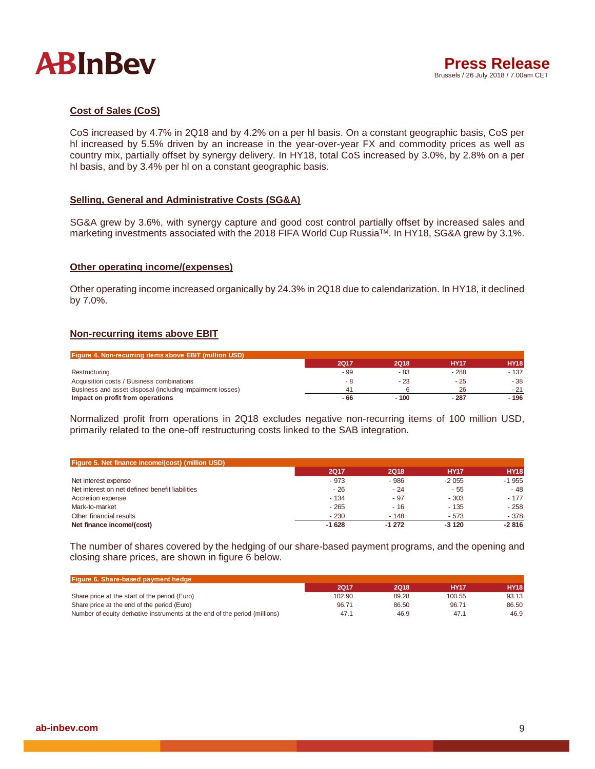## Cost of Sales (CoS)

CoS increased by 4.7% in 2Q18 and by 4.2% on a per hl basis. On a constant geographic basis, CoS per hl increased by 5.5% driven by an increase in the year-over-year FX and commodity prices as well as country mix, partially offset by synergy delivery. In HY18, total CoS increased by 3.0%, by 2.8% on a per hl basis, and by 3.4% per hl on a constant geographic basis.

## Selling, General and Administrative Costs (SG&A)

SG&A grew by 3.6%, with synergy capture and good cost control partially offset by increased sales and marketing investments associated with the 2018 FIFA World Cup Russia™. In HY18, SG&A grew by 3.1%.

## Other operating income/(expenses)

Other operating income increased organically by 24.3% in 2Q18 due to calendarization. In HY18, it declined by 7.0%.

## Non-recurring items above EBIT

**Figure 4. Non-recurring items above EBIT (million USD)**

| | 2Q17 | 2Q18 | HY17 | HY18 |
|---|---|---|---|---|
| Restructuring | - 99 | - 83 | - 288 | - 137 |
| Acquisition costs / Business combinations | - 8 | - 23 | - 25 | - 38 |
| Business and asset disposal (including impairment losses) | 41 | 6 | 26 | - 21 |
| **Impact on profit from operations** | **- 66** | **- 100** | **- 287** | **- 196** |

Normalized profit from operations in 2Q18 excludes negative non-recurring items of 100 million USD, primarily related to the one-off restructuring costs linked to the SAB integration.

**Figure 5. Net finance income/(cost) (million USD)**

| | 2Q17 | 2Q18 | HY17 | HY18 |
|---|---|---|---|---|
| Net interest expense | - 973 | - 986 | -2 055 | -1 955 |
| Net interest on net defined benefit liabilities | - 26 | - 24 | - 55 | - 48 |
| Accretion expense | - 134 | - 97 | - 303 | - 177 |
| Mark-to-market | - 265 | - 16 | - 135 | - 258 |
| Other financial results | - 230 | - 148 | - 573 | - 378 |
| **Net finance income/(cost)** | **-1 628** | **-1 272** | **-3 120** | **-2 816** |

The number of shares covered by the hedging of our share-based payment programs, and the opening and closing share prices, are shown in figure 6 below.

**Figure 6. Share-based payment hedge**

| | 2Q17 | 2Q18 | HY17 | HY18 |
|---|---|---|---|---|
| Share price at the start of the period (Euro) | 102.90 | 89.28 | 100.55 | 93.13 |
| Share price at the end of the period (Euro) | 96.71 | 86.50 | 96.71 | 86.50 |
| Number of equity derivative instruments at the end of the period (millions) | 47.1 | 46.9 | 47.1 | 46.9 |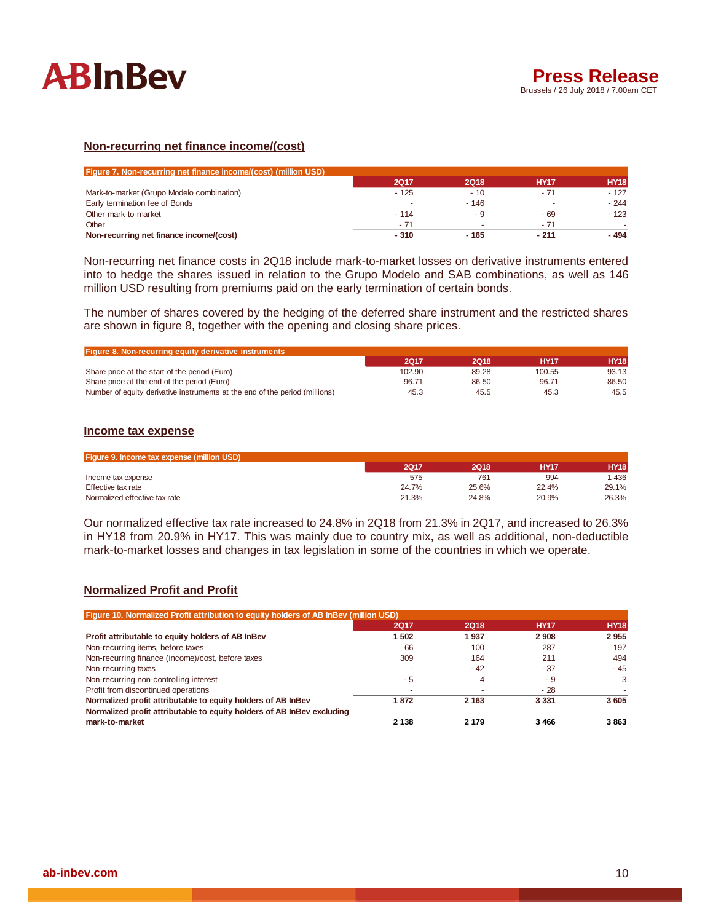## Non-recurring net finance income/(cost)

| Figure 7. Non-recurring net finance income/(cost) (million USD) | 2Q17 | 2Q18 | HY17 | HY18 |
|---|---|---|---|---|
| Mark-to-market (Grupo Modelo combination) | - 125 | - 10 | - 71 | - 127 |
| Early termination fee of Bonds | - | - 146 | - | - 244 |
| Other mark-to-market | - 114 | - 9 | - 69 | - 123 |
| Other | - 71 | - | - 71 | - |
| **Non-recurring net finance income/(cost)** | **- 310** | **- 165** | **- 211** | **- 494** |

Non-recurring net finance costs in 2Q18 include mark-to-market losses on derivative instruments entered into to hedge the shares issued in relation to the Grupo Modelo and SAB combinations, as well as 146 million USD resulting from premiums paid on the early termination of certain bonds.

The number of shares covered by the hedging of the deferred share instrument and the restricted shares are shown in figure 8, together with the opening and closing share prices.

| Figure 8. Non-recurring equity derivative instruments | 2Q17 | 2Q18 | HY17 | HY18 |
|---|---|---|---|---|
| Share price at the start of the period (Euro) | 102.90 | 89.28 | 100.55 | 93.13 |
| Share price at the end of the period (Euro) | 96.71 | 86.50 | 96.71 | 86.50 |
| Number of equity derivative instruments at the end of the period (millions) | 45.3 | 45.5 | 45.3 | 45.5 |

## Income tax expense

| Figure 9. Income tax expense (million USD) | 2Q17 | 2Q18 | HY17 | HY18 |
|---|---|---|---|---|
| Income tax expense | 575 | 761 | 994 | 1 436 |
| Effective tax rate | 24.7% | 25.6% | 22.4% | 29.1% |
| Normalized effective tax rate | 21.3% | 24.8% | 20.9% | 26.3% |

Our normalized effective tax rate increased to 24.8% in 2Q18 from 21.3% in 2Q17, and increased to 26.3% in HY18 from 20.9% in HY17. This was mainly due to country mix, as well as additional, non-deductible mark-to-market losses and changes in tax legislation in some of the countries in which we operate.

## Normalized Profit and Profit

| Figure 10. Normalized Profit attribution to equity holders of AB InBev (million USD) | 2Q17 | 2Q18 | HY17 | HY18 |
|---|---|---|---|---|
| **Profit attributable to equity holders of AB InBev** | **1 502** | **1 937** | **2 908** | **2 955** |
| Non-recurring items, before taxes | 66 | 100 | 287 | 197 |
| Non-recurring finance (income)/cost, before taxes | 309 | 164 | 211 | 494 |
| Non-recurring taxes | - | - 42 | - 37 | - 45 |
| Non-recurring non-controlling interest | - 5 | 4 | - 9 | 3 |
| Profit from discontinued operations | - | - | - 28 | - |
| **Normalized profit attributable to equity holders of AB InBev** | **1 872** | **2 163** | **3 331** | **3 605** |
| **Normalized profit attributable to equity holders of AB InBev excluding mark-to-market** | **2 138** | **2 179** | **3 466** | **3 863** |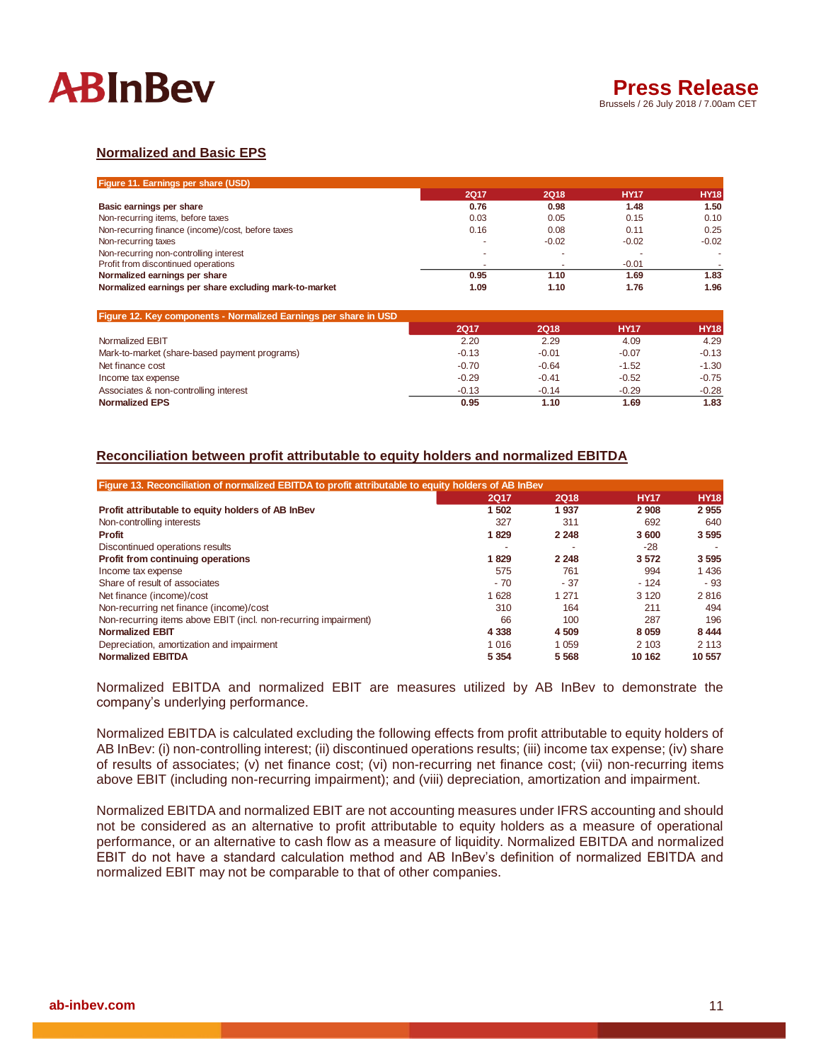## Normalized and Basic EPS

| Figure 11. Earnings per share (USD) | 2Q17 | 2Q18 | HY17 | HY18 |
|---|---|---|---|---|
| **Basic earnings per share** | **0.76** | **0.98** | **1.48** | **1.50** |
| Non-recurring items, before taxes | 0.03 | 0.05 | 0.15 | 0.10 |
| Non-recurring finance (income)/cost, before taxes | 0.16 | 0.08 | 0.11 | 0.25 |
| Non-recurring taxes | - | -0.02 | -0.02 | -0.02 |
| Non-recurring non-controlling interest | - | - | - | - |
| Profit from discontinued operations | - | - | -0.01 | - |
| **Normalized earnings per share** | **0.95** | **1.10** | **1.69** | **1.83** |
| **Normalized earnings per share excluding mark-to-market** | **1.09** | **1.10** | **1.76** | **1.96** |

| Figure 12. Key components - Normalized Earnings per share in USD | 2Q17 | 2Q18 | HY17 | HY18 |
|---|---|---|---|---|
| Normalized EBIT | 2.20 | 2.29 | 4.09 | 4.29 |
| Mark-to-market (share-based payment programs) | -0.13 | -0.01 | -0.07 | -0.13 |
| Net finance cost | -0.70 | -0.64 | -1.52 | -1.30 |
| Income tax expense | -0.29 | -0.41 | -0.52 | -0.75 |
| Associates & non-controlling interest | -0.13 | -0.14 | -0.29 | -0.28 |
| **Normalized EPS** | **0.95** | **1.10** | **1.69** | **1.83** |

## Reconciliation between profit attributable to equity holders and normalized EBITDA

| Figure 13. Reconciliation of normalized EBITDA to profit attributable to equity holders of AB InBev | 2Q17 | 2Q18 | HY17 | HY18 |
|---|---|---|---|---|
| **Profit attributable to equity holders of AB InBev** | **1 502** | **1 937** | **2 908** | **2 955** |
| Non-controlling interests | 327 | 311 | 692 | 640 |
| **Profit** | **1 829** | **2 248** | **3 600** | **3 595** |
| Discontinued operations results | - | - | -28 | - |
| **Profit from continuing operations** | **1 829** | **2 248** | **3 572** | **3 595** |
| Income tax expense | 575 | 761 | 994 | 1 436 |
| Share of result of associates | - 70 | - 37 | - 124 | - 93 |
| Net finance (income)/cost | 1 628 | 1 271 | 3 120 | 2 816 |
| Non-recurring net finance (income)/cost | 310 | 164 | 211 | 494 |
| Non-recurring items above EBIT (incl. non-recurring impairment) | 66 | 100 | 287 | 196 |
| **Normalized EBIT** | **4 338** | **4 509** | **8 059** | **8 444** |
| Depreciation, amortization and impairment | 1 016 | 1 059 | 2 103 | 2 113 |
| **Normalized EBITDA** | **5 354** | **5 568** | **10 162** | **10 557** |

Normalized EBITDA and normalized EBIT are measures utilized by AB InBev to demonstrate the company's underlying performance.

Normalized EBITDA is calculated excluding the following effects from profit attributable to equity holders of AB InBev: (i) non-controlling interest; (ii) discontinued operations results; (iii) income tax expense; (iv) share of results of associates; (v) net finance cost; (vi) non-recurring net finance cost; (vii) non-recurring items above EBIT (including non-recurring impairment); and (viii) depreciation, amortization and impairment.

Normalized EBITDA and normalized EBIT are not accounting measures under IFRS accounting and should not be considered as an alternative to profit attributable to equity holders as a measure of operational performance, or an alternative to cash flow as a measure of liquidity. Normalized EBITDA and normalized EBIT do not have a standard calculation method and AB InBev's definition of normalized EBITDA and normalized EBIT may not be comparable to that of other companies.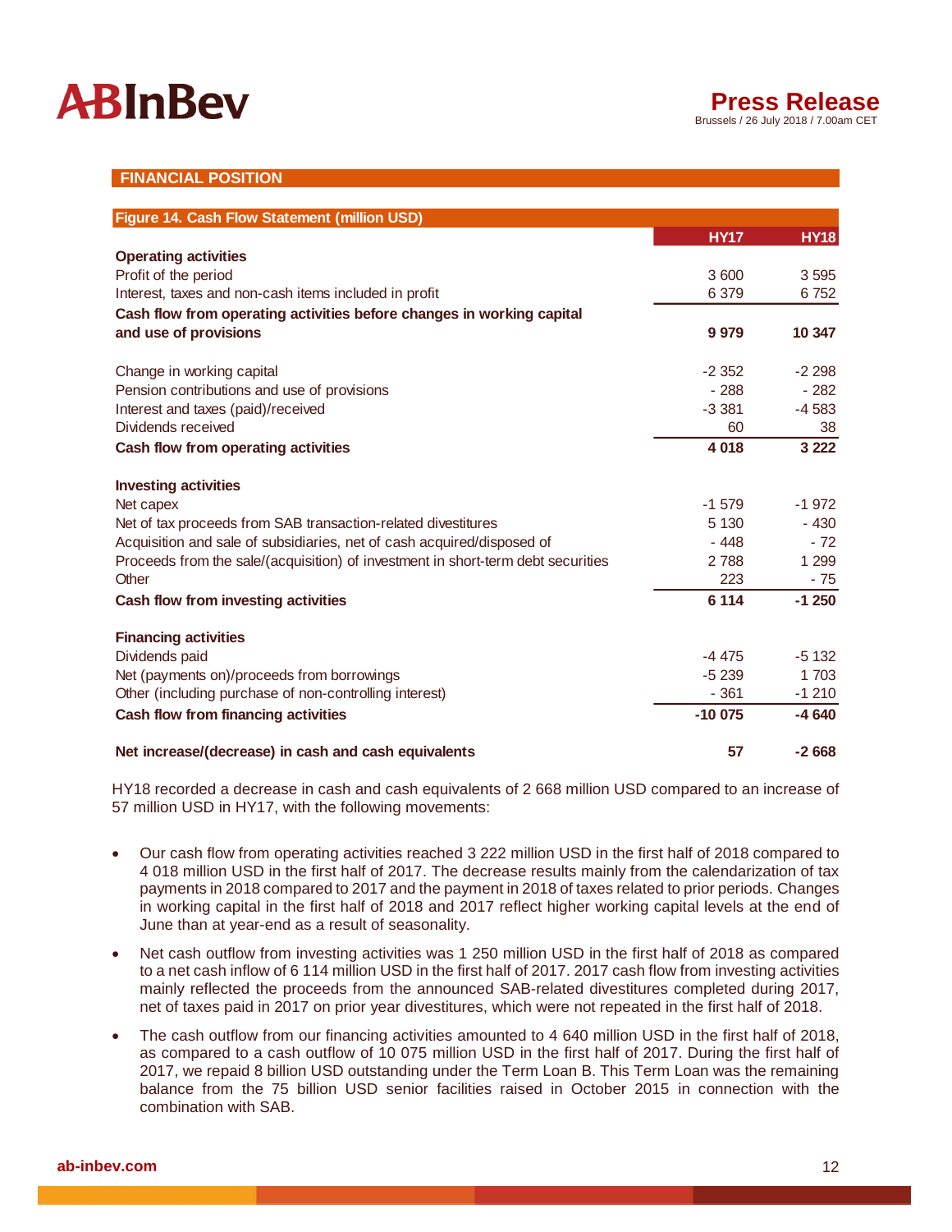## FINANCIAL POSITION

**Figure 14. Cash Flow Statement (million USD)**

| | HY17 | HY18 |
|---|---|---|
| **Operating activities** | | |
| Profit of the period | 3 600 | 3 595 |
| Interest, taxes and non-cash items included in profit | 6 379 | 6 752 |
| **Cash flow from operating activities before changes in working capital and use of provisions** | **9 979** | **10 347** |
| | | |
| Change in working capital | -2 352 | -2 298 |
| Pension contributions and use of provisions | - 288 | - 282 |
| Interest and taxes (paid)/received | -3 381 | -4 583 |
| Dividends received | 60 | 38 |
| **Cash flow from operating activities** | **4 018** | **3 222** |
| | | |
| **Investing activities** | | |
| Net capex | -1 579 | -1 972 |
| Net of tax proceeds from SAB transaction-related divestitures | 5 130 | - 430 |
| Acquisition and sale of subsidiaries, net of cash acquired/disposed of | - 448 | - 72 |
| Proceeds from the sale/(acquisition) of investment in short-term debt securities | 2 788 | 1 299 |
| Other | 223 | - 75 |
| **Cash flow from investing activities** | **6 114** | **-1 250** |
| | | |
| **Financing activities** | | |
| Dividends paid | -4 475 | -5 132 |
| Net (payments on)/proceeds from borrowings | -5 239 | 1 703 |
| Other (including purchase of non-controlling interest) | - 361 | -1 210 |
| **Cash flow from financing activities** | **-10 075** | **-4 640** |
| | | |
| **Net increase/(decrease) in cash and cash equivalents** | **57** | **-2 668** |

HY18 recorded a decrease in cash and cash equivalents of 2 668 million USD compared to an increase of 57 million USD in HY17, with the following movements:

- Our cash flow from operating activities reached 3 222 million USD in the first half of 2018 compared to 4 018 million USD in the first half of 2017. The decrease results mainly from the calendarization of tax payments in 2018 compared to 2017 and the payment in 2018 of taxes related to prior periods. Changes in working capital in the first half of 2018 and 2017 reflect higher working capital levels at the end of June than at year-end as a result of seasonality.
- Net cash outflow from investing activities was 1 250 million USD in the first half of 2018 as compared to a net cash inflow of 6 114 million USD in the first half of 2017. 2017 cash flow from investing activities mainly reflected the proceeds from the announced SAB-related divestitures completed during 2017, net of taxes paid in 2017 on prior year divestitures, which were not repeated in the first half of 2018.
- The cash outflow from our financing activities amounted to 4 640 million USD in the first half of 2018, as compared to a cash outflow of 10 075 million USD in the first half of 2017. During the first half of 2017, we repaid 8 billion USD outstanding under the Term Loan B. This Term Loan was the remaining balance from the 75 billion USD senior facilities raised in October 2015 in connection with the combination with SAB.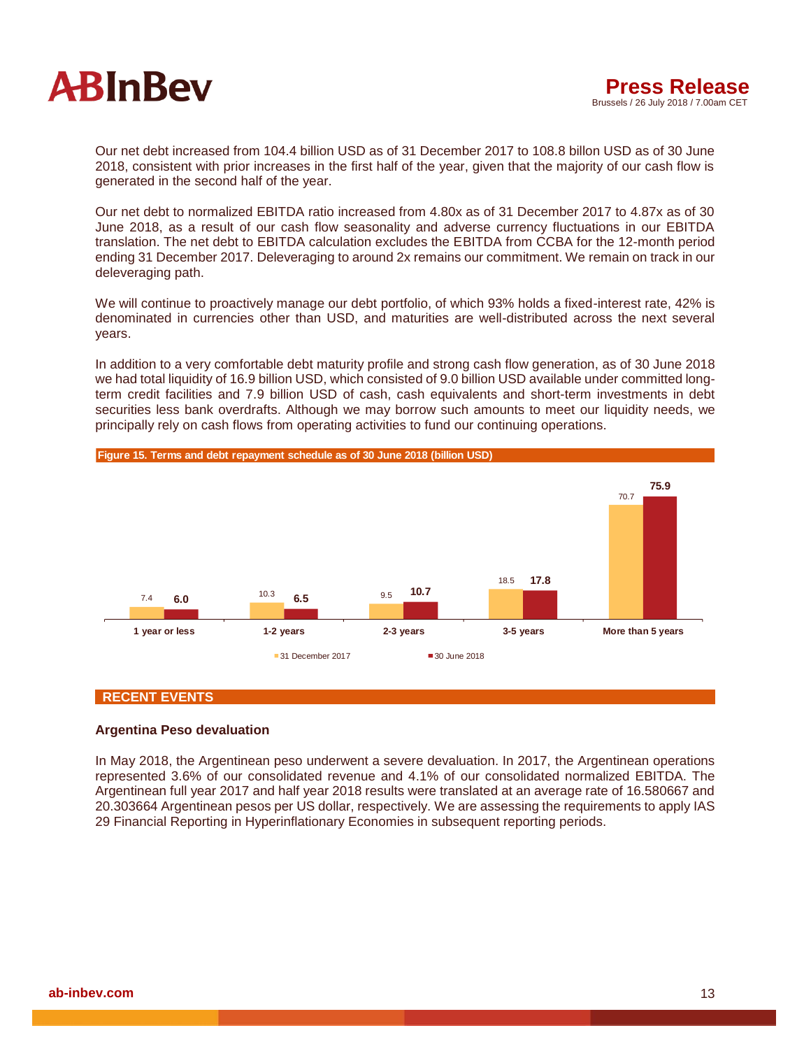Our net debt increased from 104.4 billion USD as of 31 December 2017 to 108.8 billon USD as of 30 June 2018, consistent with prior increases in the first half of the year, given that the majority of our cash flow is generated in the second half of the year.

Our net debt to normalized EBITDA ratio increased from 4.80x as of 31 December 2017 to 4.87x as of 30 June 2018, as a result of our cash flow seasonality and adverse currency fluctuations in our EBITDA translation. The net debt to EBITDA calculation excludes the EBITDA from CCBA for the 12-month period ending 31 December 2017. Deleveraging to around 2x remains our commitment. We remain on track in our deleveraging path.

We will continue to proactively manage our debt portfolio, of which 93% holds a fixed-interest rate, 42% is denominated in currencies other than USD, and maturities are well-distributed across the next several years.

In addition to a very comfortable debt maturity profile and strong cash flow generation, as of 30 June 2018 we had total liquidity of 16.9 billion USD, which consisted of 9.0 billion USD available under committed long-term credit facilities and 7.9 billion USD of cash, cash equivalents and short-term investments in debt securities less bank overdrafts. Although we may borrow such amounts to meet our liquidity needs, we principally rely on cash flows from operating activities to fund our continuing operations.

**Figure 15. Terms and debt repayment schedule as of 30 June 2018 (billion USD)**

| | 1 year or less | 1-2 years | 2-3 years | 3-5 years | More than 5 years |
|---|---|---|---|---|---|
| 31 December 2017 | 7.4 | 10.3 | 9.5 | 18.5 | 70.7 |
| 30 June 2018 | 6.0 | 6.5 | 10.7 | 17.8 | 75.9 |

## RECENT EVENTS

### Argentina Peso devaluation

In May 2018, the Argentinean peso underwent a severe devaluation. In 2017, the Argentinean operations represented 3.6% of our consolidated revenue and 4.1% of our consolidated normalized EBITDA. The Argentinean full year 2017 and half year 2018 results were translated at an average rate of 16.580667 and 20.303664 Argentinean pesos per US dollar, respectively. We are assessing the requirements to apply IAS 29 Financial Reporting in Hyperinflationary Economies in subsequent reporting periods.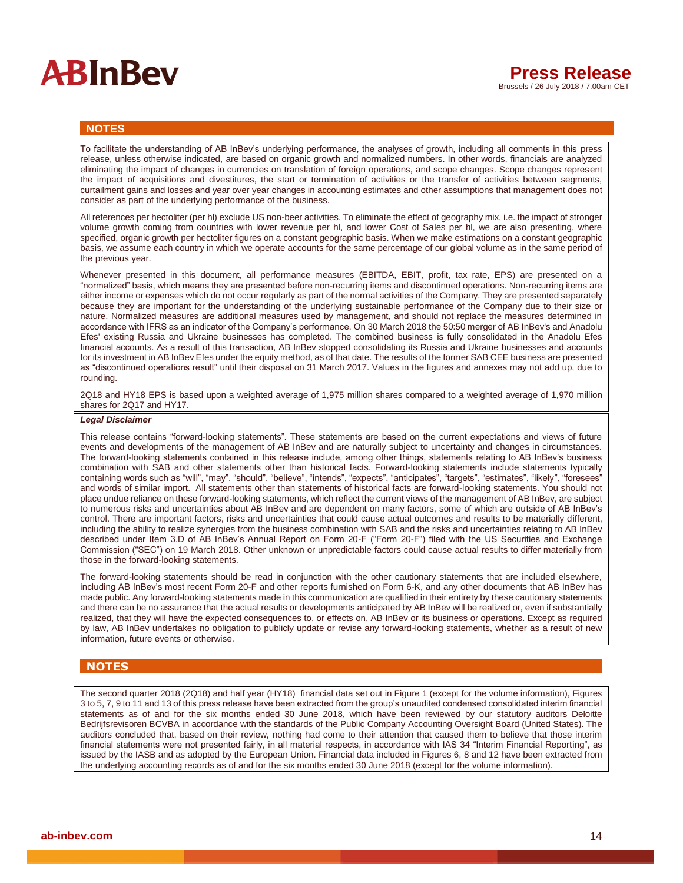## NOTES

To facilitate the understanding of AB InBev's underlying performance, the analyses of growth, including all comments in this press release, unless otherwise indicated, are based on organic growth and normalized numbers. In other words, financials are analyzed eliminating the impact of changes in currencies on translation of foreign operations, and scope changes. Scope changes represent the impact of acquisitions and divestitures, the start or termination of activities or the transfer of activities between segments, curtailment gains and losses and year over year changes in accounting estimates and other assumptions that management does not consider as part of the underlying performance of the business.

All references per hectoliter (per hl) exclude US non-beer activities. To eliminate the effect of geography mix, i.e. the impact of stronger volume growth coming from countries with lower revenue per hl, and lower Cost of Sales per hl, we are also presenting, where specified, organic growth per hectoliter figures on a constant geographic basis. When we make estimations on a constant geographic basis, we assume each country in which we operate accounts for the same percentage of our global volume as in the same period of the previous year.

Whenever presented in this document, all performance measures (EBITDA, EBIT, profit, tax rate, EPS) are presented on a "normalized" basis, which means they are presented before non-recurring items and discontinued operations. Non-recurring items are either income or expenses which do not occur regularly as part of the normal activities of the Company. They are presented separately because they are important for the understanding of the underlying sustainable performance of the Company due to their size or nature. Normalized measures are additional measures used by management, and should not replace the measures determined in accordance with IFRS as an indicator of the Company's performance. On 30 March 2018 the 50:50 merger of AB InBev's and Anadolu Efes' existing Russia and Ukraine businesses has completed. The combined business is fully consolidated in the Anadolu Efes financial accounts. As a result of this transaction, AB InBev stopped consolidating its Russia and Ukraine businesses and accounts for its investment in AB InBev Efes under the equity method, as of that date. The results of the former SAB CEE business are presented as "discontinued operations result" until their disposal on 31 March 2017. Values in the figures and annexes may not add up, due to rounding.

2Q18 and HY18 EPS is based upon a weighted average of 1,975 million shares compared to a weighted average of 1,970 million shares for 2Q17 and HY17.

***Legal Disclaimer***

This release contains "forward-looking statements". These statements are based on the current expectations and views of future events and developments of the management of AB InBev and are naturally subject to uncertainty and changes in circumstances. The forward-looking statements contained in this release include, among other things, statements relating to AB InBev's business combination with SAB and other statements other than historical facts. Forward-looking statements include statements typically containing words such as "will", "may", "should", "believe", "intends", "expects", "anticipates", "targets", "estimates", "likely", "foresees" and words of similar import. All statements other than statements of historical facts are forward-looking statements. You should not place undue reliance on these forward-looking statements, which reflect the current views of the management of AB InBev, are subject to numerous risks and uncertainties about AB InBev and are dependent on many factors, some of which are outside of AB InBev's control. There are important factors, risks and uncertainties that could cause actual outcomes and results to be materially different, including the ability to realize synergies from the business combination with SAB and the risks and uncertainties relating to AB InBev described under Item 3.D of AB InBev's Annual Report on Form 20-F ("Form 20-F") filed with the US Securities and Exchange Commission ("SEC") on 19 March 2018. Other unknown or unpredictable factors could cause actual results to differ materially from those in the forward-looking statements.

The forward-looking statements should be read in conjunction with the other cautionary statements that are included elsewhere, including AB InBev's most recent Form 20-F and other reports furnished on Form 6-K, and any other documents that AB InBev has made public. Any forward-looking statements made in this communication are qualified in their entirety by these cautionary statements and there can be no assurance that the actual results or developments anticipated by AB InBev will be realized or, even if substantially realized, that they will have the expected consequences to, or effects on, AB InBev or its business or operations. Except as required by law, AB InBev undertakes no obligation to publicly update or revise any forward-looking statements, whether as a result of new information, future events or otherwise.

## NOTES

The second quarter 2018 (2Q18) and half year (HY18) financial data set out in Figure 1 (except for the volume information), Figures 3 to 5, 7, 9 to 11 and 13 of this press release have been extracted from the group's unaudited condensed consolidated interim financial statements as of and for the six months ended 30 June 2018, which have been reviewed by our statutory auditors Deloitte Bedrijfsrevisoren BCVBA in accordance with the standards of the Public Company Accounting Oversight Board (United States). The auditors concluded that, based on their review, nothing had come to their attention that caused them to believe that those interim financial statements were not presented fairly, in all material respects, in accordance with IAS 34 "Interim Financial Reporting", as issued by the IASB and as adopted by the European Union. Financial data included in Figures 6, 8 and 12 have been extracted from the underlying accounting records as of and for the six months ended 30 June 2018 (except for the volume information).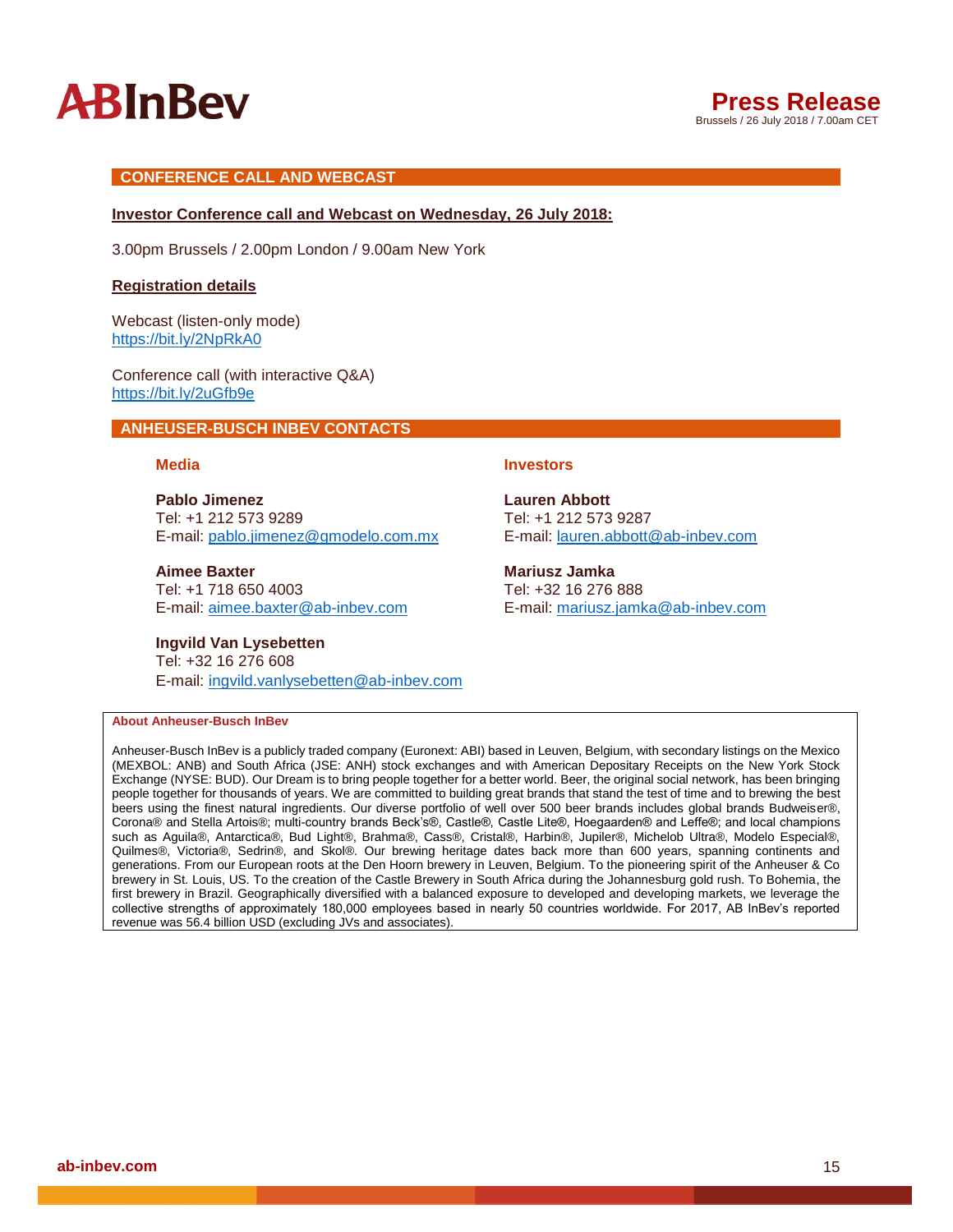## CONFERENCE CALL AND WEBCAST

**Investor Conference call and Webcast on Wednesday, 26 July 2018:**

3.00pm Brussels / 2.00pm London / 9.00am New York

**Registration details**

Webcast (listen-only mode)
https://bit.ly/2NpRkA0

Conference call (with interactive Q&A)
https://bit.ly/2uGfb9e

## ANHEUSER-BUSCH INBEV CONTACTS

### Media

**Pablo Jimenez**
Tel: +1 212 573 9289
E-mail: pablo.jimenez@gmodelo.com.mx

**Aimee Baxter**
Tel: +1 718 650 4003
E-mail: aimee.baxter@ab-inbev.com

**Ingvild Van Lysebetten**
Tel: +32 16 276 608
E-mail: ingvild.vanlysebetten@ab-inbev.com

### Investors

**Lauren Abbott**
Tel: +1 212 573 9287
E-mail: lauren.abbott@ab-inbev.com

**Mariusz Jamka**
Tel: +32 16 276 888
E-mail: mariusz.jamka@ab-inbev.com

**About Anheuser-Busch InBev**

Anheuser-Busch InBev is a publicly traded company (Euronext: ABI) based in Leuven, Belgium, with secondary listings on the Mexico (MEXBOL: ANB) and South Africa (JSE: ANH) stock exchanges and with American Depositary Receipts on the New York Stock Exchange (NYSE: BUD). Our Dream is to bring people together for a better world. Beer, the original social network, has been bringing people together for thousands of years. We are committed to building great brands that stand the test of time and to brewing the best beers using the finest natural ingredients. Our diverse portfolio of well over 500 beer brands includes global brands Budweiser®, Corona® and Stella Artois®; multi-country brands Beck's®, Castle®, Castle Lite®, Hoegaarden® and Leffe®; and local champions such as Aguila®, Antarctica®, Bud Light®, Brahma®, Cass®, Cristal®, Harbin®, Jupiler®, Michelob Ultra®, Modelo Especial®, Quilmes®, Victoria®, Sedrin®, and Skol®. Our brewing heritage dates back more than 600 years, spanning continents and generations. From our European roots at the Den Hoorn brewery in Leuven, Belgium. To the pioneering spirit of the Anheuser & Co brewery in St. Louis, US. To the creation of the Castle Brewery in South Africa during the Johannesburg gold rush. To Bohemia, the first brewery in Brazil. Geographically diversified with a balanced exposure to developed and developing markets, we leverage the collective strengths of approximately 180,000 employees based in nearly 50 countries worldwide. For 2017, AB InBev's reported revenue was 56.4 billion USD (excluding JVs and associates).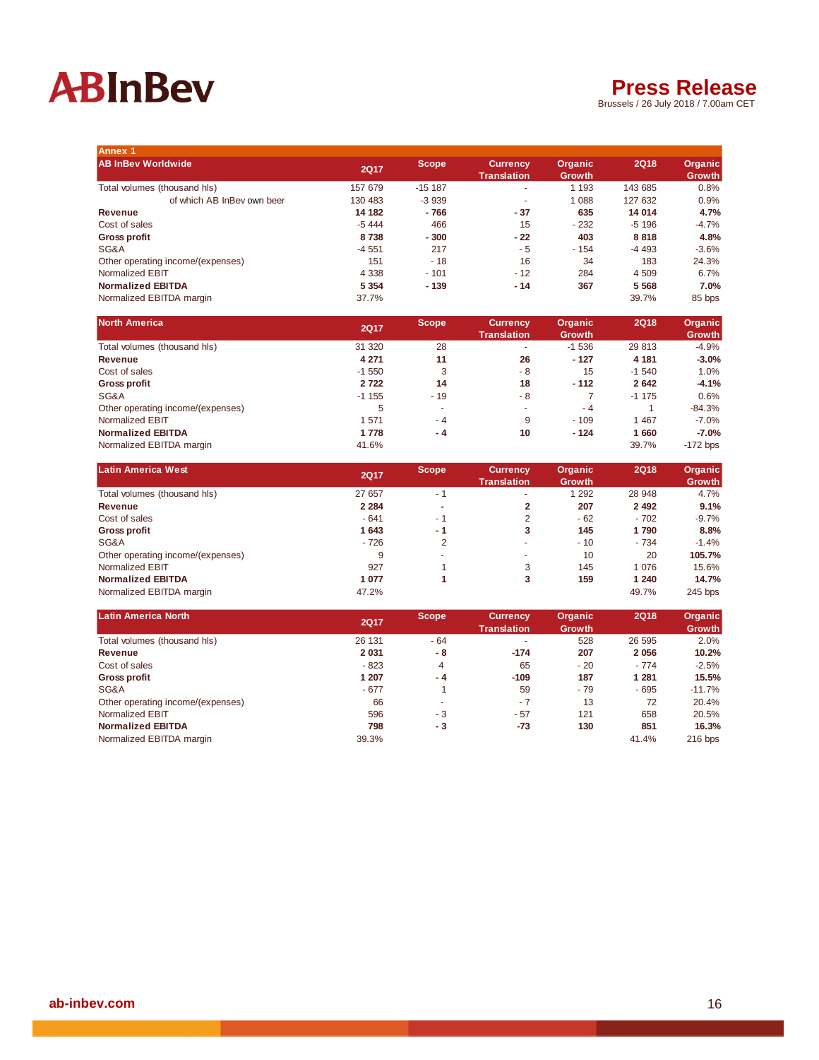## Annex 1

| AB InBev Worldwide | 2Q17 | Scope | Currency Translation | Organic Growth | 2Q18 | Organic Growth |
|---|---|---|---|---|---|---|
| Total volumes (thousand hls) | 157 679 | -15 187 | - | 1 193 | 143 685 | 0.8% |
| of which AB InBev own beer | 130 483 | -3 939 | - | 1 088 | 127 632 | 0.9% |
| **Revenue** | **14 182** | **- 766** | **- 37** | **635** | **14 014** | **4.7%** |
| Cost of sales | -5 444 | 466 | 15 | - 232 | -5 196 | -4.7% |
| **Gross profit** | **8 738** | **- 300** | **- 22** | **403** | **8 818** | **4.8%** |
| SG&A | -4 551 | 217 | - 5 | - 154 | -4 493 | -3.6% |
| Other operating income/(expenses) | 151 | - 18 | 16 | 34 | 183 | 24.3% |
| Normalized EBIT | 4 338 | - 101 | - 12 | 284 | 4 509 | 6.7% |
| **Normalized EBITDA** | **5 354** | **- 139** | **- 14** | **367** | **5 568** | **7.0%** |
| Normalized EBITDA margin | 37.7% | | | | 39.7% | 85 bps |

| North America | 2Q17 | Scope | Currency Translation | Organic Growth | 2Q18 | Organic Growth |
|---|---|---|---|---|---|---|
| Total volumes (thousand hls) | 31 320 | 28 | - | -1 536 | 29 813 | -4.9% |
| **Revenue** | **4 271** | **11** | **26** | **- 127** | **4 181** | **-3.0%** |
| Cost of sales | -1 550 | 3 | - 8 | 15 | -1 540 | 1.0% |
| **Gross profit** | **2 722** | **14** | **18** | **- 112** | **2 642** | **-4.1%** |
| SG&A | -1 155 | - 19 | - 8 | 7 | -1 175 | 0.6% |
| Other operating income/(expenses) | 5 | - | - | - 4 | 1 | -84.3% |
| Normalized EBIT | 1 571 | - 4 | 9 | - 109 | 1 467 | -7.0% |
| **Normalized EBITDA** | **1 778** | **- 4** | **10** | **- 124** | **1 660** | **-7.0%** |
| Normalized EBITDA margin | 41.6% | | | | 39.7% | -172 bps |

| Latin America West | 2Q17 | Scope | Currency Translation | Organic Growth | 2Q18 | Organic Growth |
|---|---|---|---|---|---|---|
| Total volumes (thousand hls) | 27 657 | - 1 | - | 1 292 | 28 948 | 4.7% |
| **Revenue** | **2 284** | **-** | **2** | **207** | **2 492** | **9.1%** |
| Cost of sales | - 641 | - 1 | 2 | - 62 | - 702 | -9.7% |
| **Gross profit** | **1 643** | **- 1** | **3** | **145** | **1 790** | **8.8%** |
| SG&A | - 726 | 2 | - | - 10 | - 734 | -1.4% |
| Other operating income/(expenses) | 9 | - | - | 10 | 20 | 105.7% |
| Normalized EBIT | 927 | 1 | 3 | 145 | 1 076 | 15.6% |
| **Normalized EBITDA** | **1 077** | **1** | **3** | **159** | **1 240** | **14.7%** |
| Normalized EBITDA margin | 47.2% | | | | 49.7% | 245 bps |

| Latin America North | 2Q17 | Scope | Currency Translation | Organic Growth | 2Q18 | Organic Growth |
|---|---|---|---|---|---|---|
| Total volumes (thousand hls) | 26 131 | - 64 | - | 528 | 26 595 | 2.0% |
| **Revenue** | **2 031** | **- 8** | **-174** | **207** | **2 056** | **10.2%** |
| Cost of sales | - 823 | 4 | 65 | - 20 | - 774 | -2.5% |
| **Gross profit** | **1 207** | **- 4** | **-109** | **187** | **1 281** | **15.5%** |
| SG&A | - 677 | 1 | 59 | - 79 | - 695 | -11.7% |
| Other operating income/(expenses) | 66 | - | - 7 | 13 | 72 | 20.4% |
| Normalized EBIT | 596 | - 3 | - 57 | 121 | 658 | 20.5% |
| **Normalized EBITDA** | **798** | **- 3** | **-73** | **130** | **851** | **16.3%** |
| Normalized EBITDA margin | 39.3% | | | | 41.4% | 216 bps |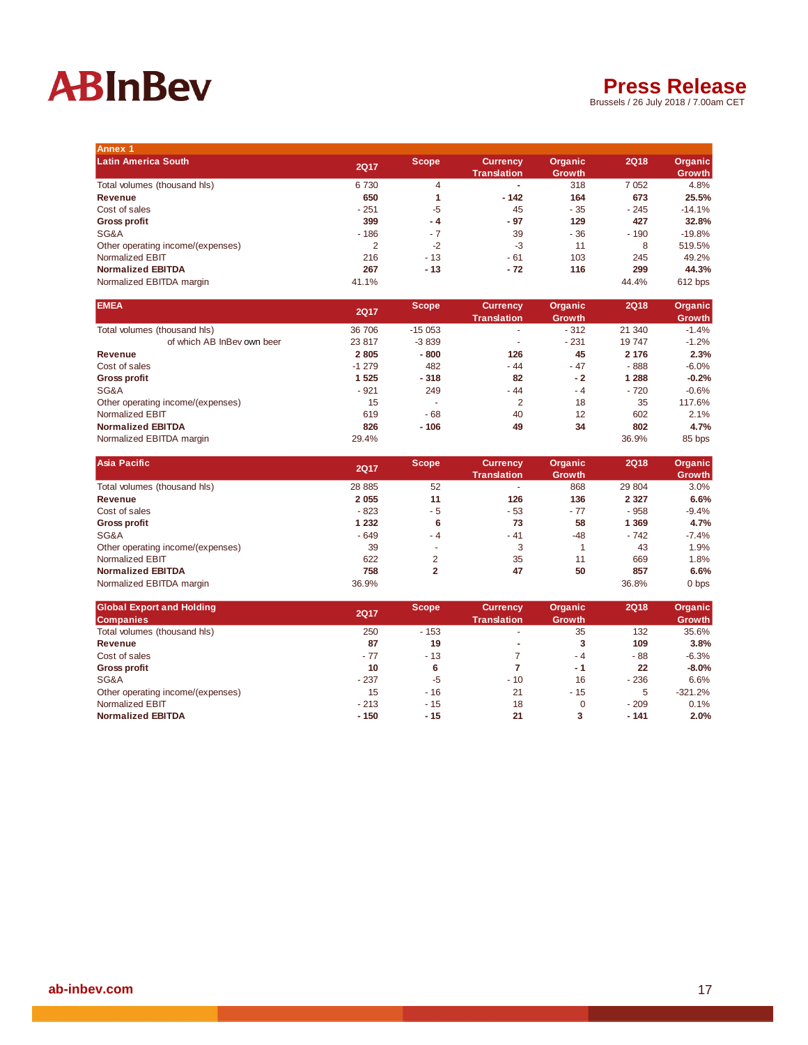## Annex 1

| Latin America South | 2Q17 | Scope | Currency Translation | Organic Growth | 2Q18 | Organic Growth |
|---|---|---|---|---|---|---|
| Total volumes (thousand hls) | 6 730 | 4 | - | 318 | 7 052 | 4.8% |
| **Revenue** | **650** | **1** | **- 142** | **164** | **673** | **25.5%** |
| Cost of sales | - 251 | -5 | 45 | - 35 | - 245 | -14.1% |
| **Gross profit** | **399** | **- 4** | **- 97** | **129** | **427** | **32.8%** |
| SG&A | - 186 | - 7 | 39 | - 36 | - 190 | -19.8% |
| Other operating income/(expenses) | 2 | -2 | -3 | 11 | 8 | 519.5% |
| Normalized EBIT | 216 | - 13 | - 61 | 103 | 245 | 49.2% |
| **Normalized EBITDA** | **267** | **- 13** | **- 72** | **116** | **299** | **44.3%** |
| Normalized EBITDA margin | 41.1% | | | | 44.4% | 612 bps |

| EMEA | 2Q17 | Scope | Currency Translation | Organic Growth | 2Q18 | Organic Growth |
|---|---|---|---|---|---|---|
| Total volumes (thousand hls) | 36 706 | -15 053 | - | - 312 | 21 340 | -1.4% |
| of which AB InBev own beer | 23 817 | -3 839 | - | - 231 | 19 747 | -1.2% |
| **Revenue** | **2 805** | **- 800** | **126** | **45** | **2 176** | **2.3%** |
| Cost of sales | -1 279 | 482 | - 44 | - 47 | - 888 | -6.0% |
| **Gross profit** | **1 525** | **- 318** | **82** | **- 2** | **1 288** | **-0.2%** |
| SG&A | - 921 | 249 | - 44 | - 4 | - 720 | -0.6% |
| Other operating income/(expenses) | 15 | - | 2 | 18 | 35 | 117.6% |
| Normalized EBIT | 619 | - 68 | 40 | 12 | 602 | 2.1% |
| **Normalized EBITDA** | **826** | **- 106** | **49** | **34** | **802** | **4.7%** |
| Normalized EBITDA margin | 29.4% | | | | 36.9% | 85 bps |

| Asia Pacific | 2Q17 | Scope | Currency Translation | Organic Growth | 2Q18 | Organic Growth |
|---|---|---|---|---|---|---|
| Total volumes (thousand hls) | 28 885 | 52 | - | 868 | 29 804 | 3.0% |
| **Revenue** | **2 055** | **11** | **126** | **136** | **2 327** | **6.6%** |
| Cost of sales | - 823 | - 5 | - 53 | - 77 | - 958 | -9.4% |
| **Gross profit** | **1 232** | **6** | **73** | **58** | **1 369** | **4.7%** |
| SG&A | - 649 | - 4 | - 41 | -48 | - 742 | -7.4% |
| Other operating income/(expenses) | 39 | - | 3 | 1 | 43 | 1.9% |
| Normalized EBIT | 622 | 2 | 35 | 11 | 669 | 1.8% |
| **Normalized EBITDA** | **758** | **2** | **47** | **50** | **857** | **6.6%** |
| Normalized EBITDA margin | 36.9% | | | | 36.8% | 0 bps |

| Global Export and Holding Companies | 2Q17 | Scope | Currency Translation | Organic Growth | 2Q18 | Organic Growth |
|---|---|---|---|---|---|---|
| Total volumes (thousand hls) | 250 | - 153 | - | 35 | 132 | 35.6% |
| **Revenue** | **87** | **19** | **-** | **3** | **109** | **3.8%** |
| Cost of sales | - 77 | - 13 | 7 | - 4 | - 88 | -6.3% |
| **Gross profit** | **10** | **6** | **7** | **- 1** | **22** | **-8.0%** |
| SG&A | - 237 | -5 | - 10 | 16 | - 236 | 6.6% |
| Other operating income/(expenses) | 15 | - 16 | 21 | - 15 | 5 | -321.2% |
| Normalized EBIT | - 213 | - 15 | 18 | 0 | - 209 | 0.1% |
| **Normalized EBITDA** | **- 150** | **- 15** | **21** | **3** | **- 141** | **2.0%** |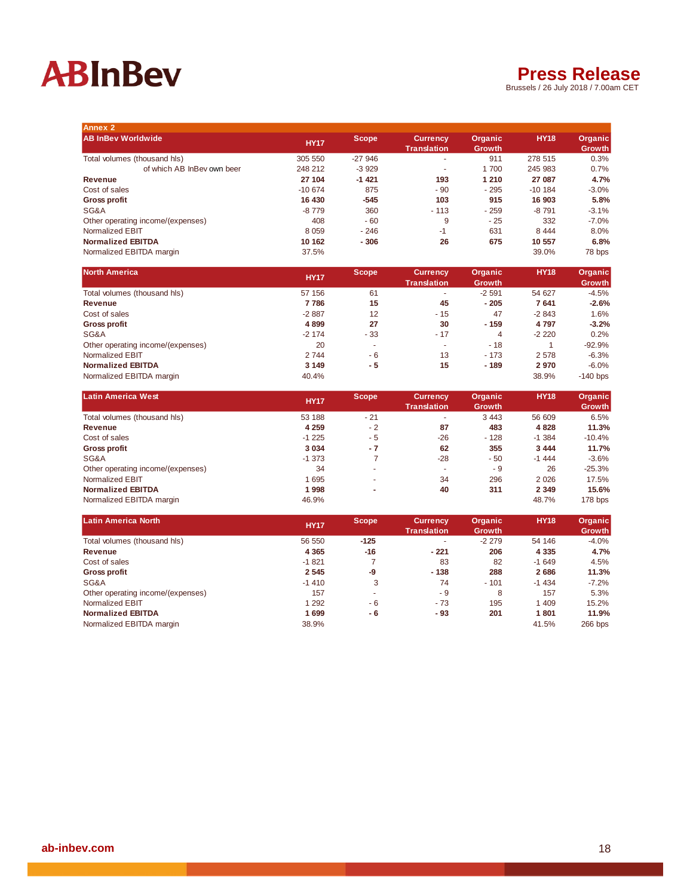## Annex 2

| AB InBev Worldwide | HY17 | Scope | Currency Translation | Organic Growth | HY18 | Organic Growth |
|---|---|---|---|---|---|---|
| Total volumes (thousand hls) | 305 550 | -27 946 | - | 911 | 278 515 | 0.3% |
| of which AB InBev own beer | 248 212 | -3 929 | - | 1 700 | 245 983 | 0.7% |
| **Revenue** | **27 104** | **-1 421** | **193** | **1 210** | **27 087** | **4.7%** |
| Cost of sales | -10 674 | 875 | - 90 | - 295 | -10 184 | -3.0% |
| **Gross profit** | **16 430** | **-545** | **103** | **915** | **16 903** | **5.8%** |
| SG&A | -8 779 | 360 | - 113 | - 259 | -8 791 | -3.1% |
| Other operating income/(expenses) | 408 | - 60 | 9 | - 25 | 332 | -7.0% |
| Normalized EBIT | 8 059 | - 246 | -1 | 631 | 8 444 | 8.0% |
| **Normalized EBITDA** | **10 162** | **- 306** | **26** | **675** | **10 557** | **6.8%** |
| Normalized EBITDA margin | 37.5% | | | | 39.0% | 78 bps |

| North America | HY17 | Scope | Currency Translation | Organic Growth | HY18 | Organic Growth |
|---|---|---|---|---|---|---|
| Total volumes (thousand hls) | 57 156 | 61 | - | -2 591 | 54 627 | -4.5% |
| **Revenue** | **7 786** | **15** | **45** | **- 205** | **7 641** | **-2.6%** |
| Cost of sales | -2 887 | 12 | - 15 | 47 | -2 843 | 1.6% |
| **Gross profit** | **4 899** | **27** | **30** | **- 159** | **4 797** | **-3.2%** |
| SG&A | -2 174 | - 33 | - 17 | 4 | -2 220 | 0.2% |
| Other operating income/(expenses) | 20 | - | - | - 18 | 1 | -92.9% |
| Normalized EBIT | 2 744 | - 6 | 13 | - 173 | 2 578 | -6.3% |
| **Normalized EBITDA** | **3 149** | **- 5** | **15** | **- 189** | **2 970** | **-6.0%** |
| Normalized EBITDA margin | 40.4% | | | | 38.9% | -140 bps |

| Latin America West | HY17 | Scope | Currency Translation | Organic Growth | HY18 | Organic Growth |
|---|---|---|---|---|---|---|
| Total volumes (thousand hls) | 53 188 | - 21 | - | 3 443 | 56 609 | 6.5% |
| **Revenue** | **4 259** | **- 2** | **87** | **483** | **4 828** | **11.3%** |
| Cost of sales | -1 225 | - 5 | -26 | - 128 | -1 384 | -10.4% |
| **Gross profit** | **3 034** | **- 7** | **62** | **355** | **3 444** | **11.7%** |
| SG&A | -1 373 | 7 | -28 | - 50 | -1 444 | -3.6% |
| Other operating income/(expenses) | 34 | - | - | - 9 | 26 | -25.3% |
| Normalized EBIT | 1 695 | - | 34 | 296 | 2 026 | 17.5% |
| **Normalized EBITDA** | **1 998** | **-** | **40** | **311** | **2 349** | **15.6%** |
| Normalized EBITDA margin | 46.9% | | | | 48.7% | 178 bps |

| Latin America North | HY17 | Scope | Currency Translation | Organic Growth | HY18 | Organic Growth |
|---|---|---|---|---|---|---|
| Total volumes (thousand hls) | 56 550 | **-125** | - | -2 279 | 54 146 | -4.0% |
| **Revenue** | **4 365** | **-16** | **- 221** | **206** | **4 335** | **4.7%** |
| Cost of sales | -1 821 | 7 | 83 | 82 | -1 649 | 4.5% |
| **Gross profit** | **2 545** | **-9** | **- 138** | **288** | **2 686** | **11.3%** |
| SG&A | -1 410 | 3 | 74 | - 101 | -1 434 | -7.2% |
| Other operating income/(expenses) | 157 | - | - 9 | 8 | 157 | 5.3% |
| Normalized EBIT | 1 292 | - 6 | - 73 | 195 | 1 409 | 15.2% |
| **Normalized EBITDA** | **1 699** | **- 6** | **- 93** | **201** | **1 801** | **11.9%** |
| Normalized EBITDA margin | 38.9% | | | | 41.5% | 266 bps |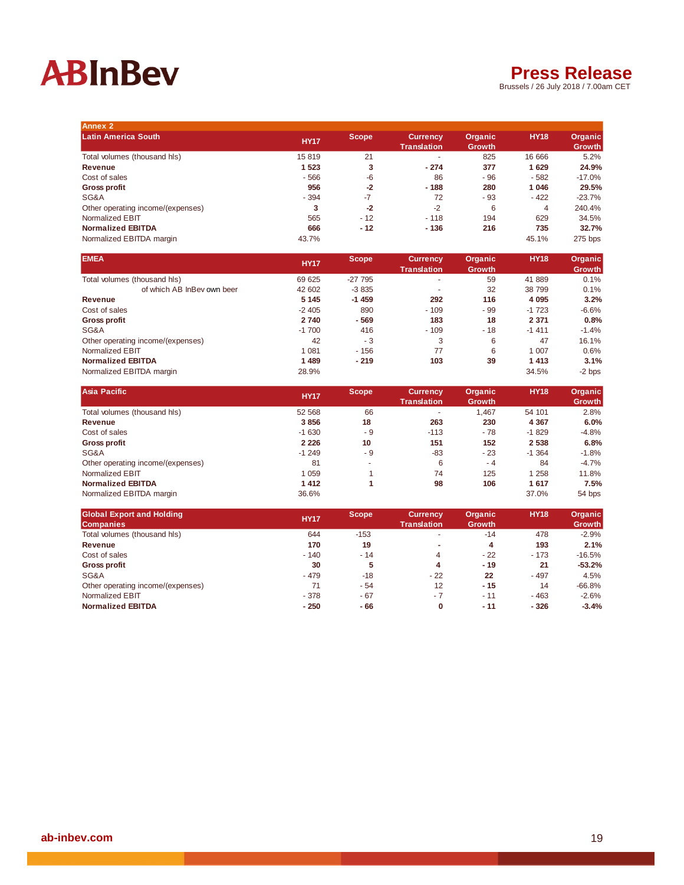## Annex 2

| Latin America South | HY17 | Scope | Currency Translation | Organic Growth | HY18 | Organic Growth |
|---|---|---|---|---|---|---|
| Total volumes (thousand hls) | 15 819 | 21 | - | 825 | 16 666 | 5.2% |
| **Revenue** | **1 523** | **3** | **- 274** | **377** | **1 629** | **24.9%** |
| Cost of sales | - 566 | -6 | 86 | - 96 | - 582 | -17.0% |
| **Gross profit** | **956** | **-2** | **- 188** | **280** | **1 046** | **29.5%** |
| SG&A | - 394 | -7 | 72 | - 93 | - 422 | -23.7% |
| Other operating income/(expenses) | 3 | -2 | -2 | 6 | 4 | 240.4% |
| Normalized EBIT | 565 | - 12 | - 118 | 194 | 629 | 34.5% |
| **Normalized EBITDA** | **666** | **- 12** | **- 136** | **216** | **735** | **32.7%** |
| Normalized EBITDA margin | 43.7% | | | | 45.1% | 275 bps |

| EMEA | HY17 | Scope | Currency Translation | Organic Growth | HY18 | Organic Growth |
|---|---|---|---|---|---|---|
| Total volumes (thousand hls) | 69 625 | -27 795 | - | 59 | 41 889 | 0.1% |
| of which AB InBev own beer | 42 602 | -3 835 | - | 32 | 38 799 | 0.1% |
| **Revenue** | **5 145** | **-1 459** | **292** | **116** | **4 095** | **3.2%** |
| Cost of sales | -2 405 | 890 | - 109 | - 99 | -1 723 | -6.6% |
| **Gross profit** | **2 740** | **- 569** | **183** | **18** | **2 371** | **0.8%** |
| SG&A | -1 700 | 416 | - 109 | - 18 | -1 411 | -1.4% |
| Other operating income/(expenses) | 42 | - 3 | 3 | 6 | 47 | 16.1% |
| Normalized EBIT | 1 081 | - 156 | 77 | 6 | 1 007 | 0.6% |
| **Normalized EBITDA** | **1 489** | **- 219** | **103** | **39** | **1 413** | **3.1%** |
| Normalized EBITDA margin | 28.9% | | | | 34.5% | -2 bps |

| Asia Pacific | HY17 | Scope | Currency Translation | Organic Growth | HY18 | Organic Growth |
|---|---|---|---|---|---|---|
| Total volumes (thousand hls) | 52 568 | 66 | - | 1,467 | 54 101 | 2.8% |
| **Revenue** | **3 856** | **18** | **263** | **230** | **4 367** | **6.0%** |
| Cost of sales | -1 630 | - 9 | -113 | - 78 | -1 829 | -4.8% |
| **Gross profit** | **2 226** | **10** | **151** | **152** | **2 538** | **6.8%** |
| SG&A | -1 249 | - 9 | -83 | - 23 | -1 364 | -1.8% |
| Other operating income/(expenses) | 81 | - | 6 | - 4 | 84 | -4.7% |
| Normalized EBIT | 1 059 | 1 | 74 | 125 | 1 258 | 11.8% |
| **Normalized EBITDA** | **1 412** | **1** | **98** | **106** | **1 617** | **7.5%** |
| Normalized EBITDA margin | 36.6% | | | | 37.0% | 54 bps |

| Global Export and Holding Companies | HY17 | Scope | Currency Translation | Organic Growth | HY18 | Organic Growth |
|---|---|---|---|---|---|---|
| Total volumes (thousand hls) | 644 | -153 | - | -14 | 478 | -2.9% |
| **Revenue** | **170** | **19** | **-** | **4** | **193** | **2.1%** |
| Cost of sales | - 140 | - 14 | 4 | - 22 | - 173 | -16.5% |
| **Gross profit** | **30** | **5** | **4** | **- 19** | **21** | **-53.2%** |
| SG&A | - 479 | -18 | - 22 | 22 | - 497 | 4.5% |
| Other operating income/(expenses) | 71 | - 54 | 12 | - 15 | 14 | -66.8% |
| Normalized EBIT | - 378 | - 67 | - 7 | - 11 | - 463 | -2.6% |
| **Normalized EBITDA** | **- 250** | **- 66** | **0** | **- 11** | **- 326** | **-3.4%** |